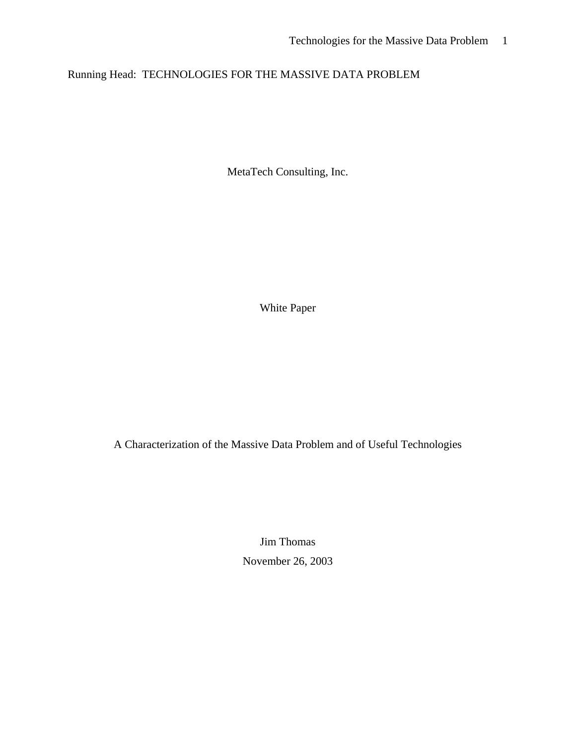Running Head: TECHNOLOGIES FOR THE MASSIVE DATA PROBLEM

MetaTech Consulting, Inc.

White Paper

# A Characterization of the Massive Data Problem and of Useful Technologies

Jim Thomas

November 26, 2003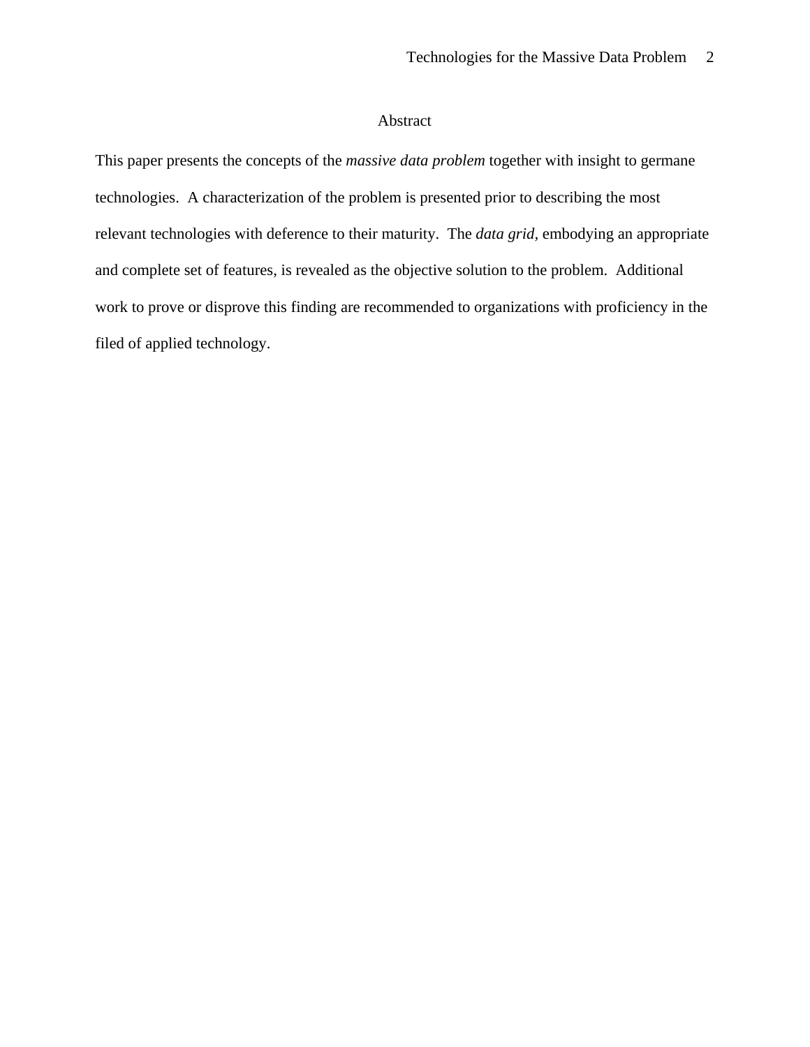## Abstract

This paper presents the concepts of the *massive data problem* together with insight to germane technologies.  A characterization of the problem is presented prior to describing the most relevant technologies with deference to their maturity.  The *data grid*, embodying an appropriate and complete set of features, is revealed as the objective solution to the problem.  Additional work to prove or disprove this finding are recommended to organizations with proficiency in the filed of applied technology.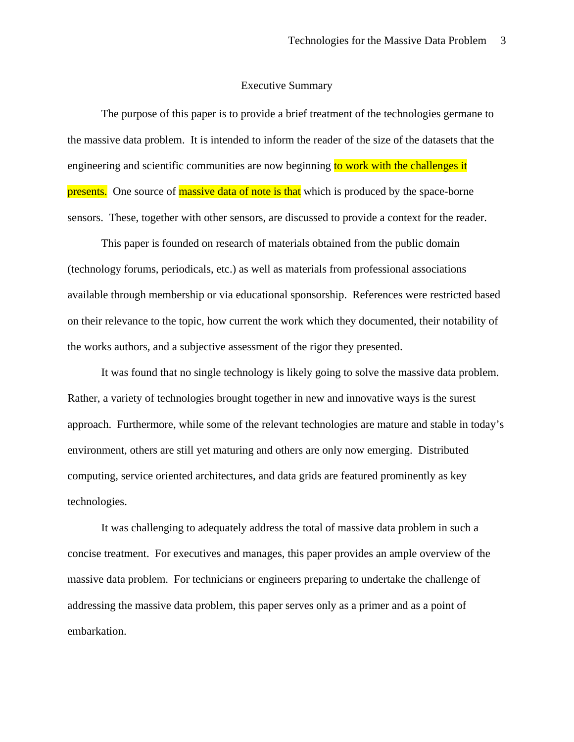# Executive Summary

The purpose of this paper is to provide a brief treatment of the technologies germane to the massive data problem. It is intended to inform the reader of the size of the datasets that the engineering and scientific communities are now beginning to work with the challenges it presents. One source of massive data of note is that which is produced by the space-borne sensors. These, together with other sensors, are discussed to provide a context for the reader.

This paper is founded on research of materials obtained from the public domain (technology forums, periodicals, etc.) as well as materials from professional associations available through membership or via educational sponsorship. References were restricted based on their relevance to the topic, how current the work which they documented, their notability of the works authors, and a subjective assessment of the rigor they presented.

It was found that no single technology is likely going to solve the massive data problem. Rather, a variety of technologies brought together in new and innovative ways is the surest approach. Furthermore, while some of the relevant technologies are mature and stable in today's environment, others are still yet maturing and others are only now emerging. Distributed computing, service oriented architectures, and data grids are featured prominently as key technologies.

It was challenging to adequately address the total of massive data problem in such a concise treatment. For executives and manages, this paper provides an ample overview of the massive data problem. For technicians or engineers preparing to undertake the challenge of addressing the massive data problem, this paper serves only as a primer and as a point of embarkation.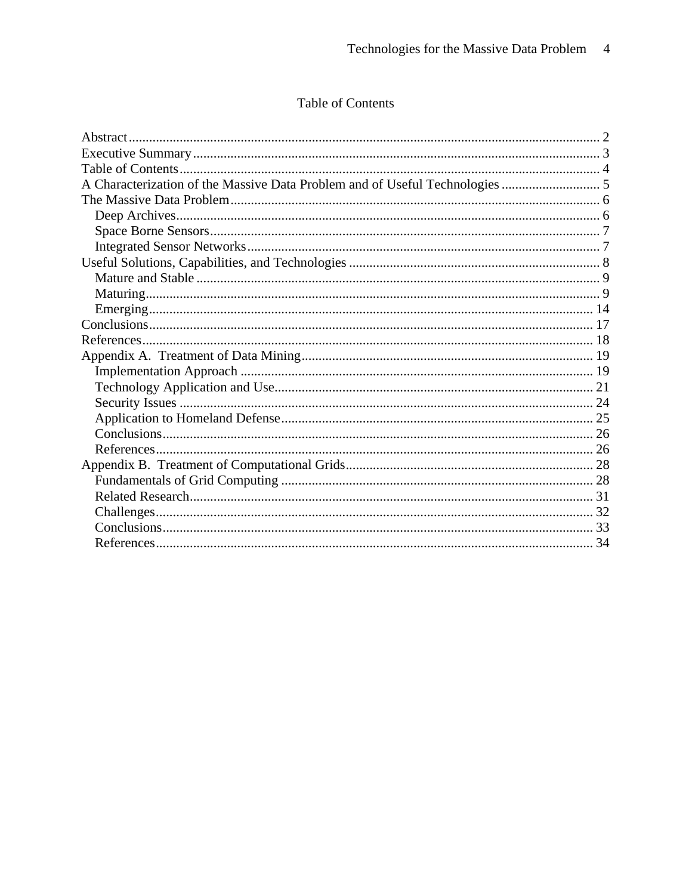# Table of Contents

Abstract ........................................................................................................................... 2
Executive Summary ........................................................................................................ 3
Table of Contents ............................................................................................................ 4
A Characterization of the Massive Data Problem and of Useful Technologies ............................. 5
The Massive Data Problem ............................................................................................... 6
  Deep Archives ............................................................................................................. 6
  Space Borne Sensors ..................................................................................................... 7
  Integrated Sensor Networks ........................................................................................... 7
Useful Solutions, Capabilities, and Technologies .............................................................. 8
  Mature and Stable ........................................................................................................ 9
  Maturing ..................................................................................................................... 9
  Emerging .................................................................................................................. 14
Conclusions .................................................................................................................. 17
References .................................................................................................................... 18
Appendix A. Treatment of Data Mining ........................................................................... 19
  Implementation Approach ........................................................................................... 19
  Technology Application and Use .................................................................................. 21
  Security Issues ........................................................................................................... 24
  Application to Homeland Defense ................................................................................ 25
  Conclusions ............................................................................................................... 26
  References ................................................................................................................. 26
Appendix B. Treatment of Computational Grids ............................................................... 28
  Fundamentals of Grid Computing ................................................................................. 28
  Related Research ........................................................................................................ 31
  Challenges ................................................................................................................. 32
  Conclusions ............................................................................................................... 33
  References ................................................................................................................. 34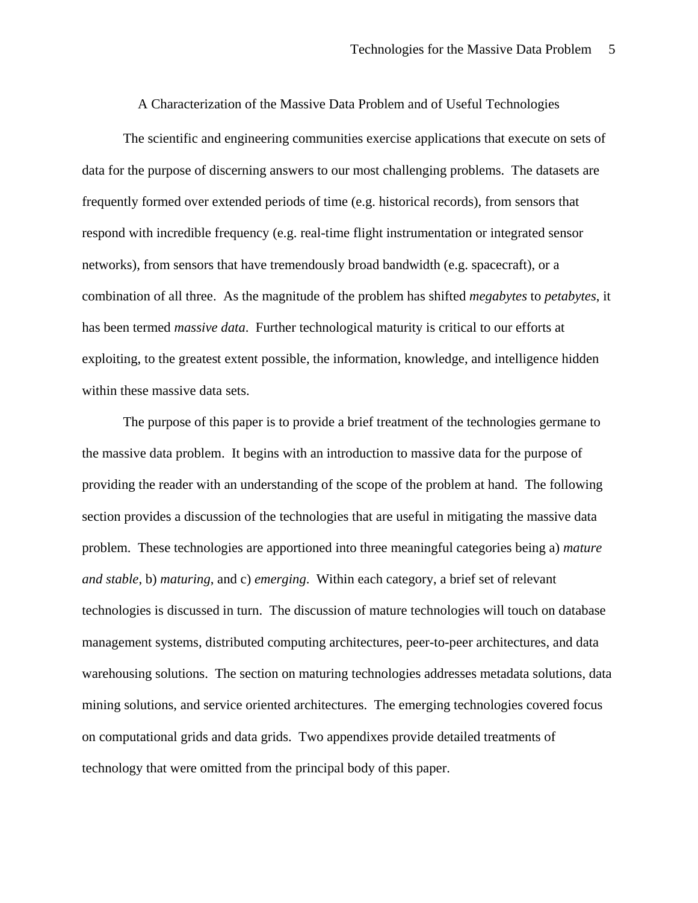## A Characterization of the Massive Data Problem and of Useful Technologies

The scientific and engineering communities exercise applications that execute on sets of data for the purpose of discerning answers to our most challenging problems. The datasets are frequently formed over extended periods of time (e.g. historical records), from sensors that respond with incredible frequency (e.g. real-time flight instrumentation or integrated sensor networks), from sensors that have tremendously broad bandwidth (e.g. spacecraft), or a combination of all three. As the magnitude of the problem has shifted *megabytes* to *petabytes*, it has been termed *massive data*. Further technological maturity is critical to our efforts at exploiting, to the greatest extent possible, the information, knowledge, and intelligence hidden within these massive data sets.

The purpose of this paper is to provide a brief treatment of the technologies germane to the massive data problem. It begins with an introduction to massive data for the purpose of providing the reader with an understanding of the scope of the problem at hand. The following section provides a discussion of the technologies that are useful in mitigating the massive data problem. These technologies are apportioned into three meaningful categories being a) *mature and stable*, b) *maturing*, and c) *emerging*. Within each category, a brief set of relevant technologies is discussed in turn. The discussion of mature technologies will touch on database management systems, distributed computing architectures, peer-to-peer architectures, and data warehousing solutions. The section on maturing technologies addresses metadata solutions, data mining solutions, and service oriented architectures. The emerging technologies covered focus on computational grids and data grids. Two appendixes provide detailed treatments of technology that were omitted from the principal body of this paper.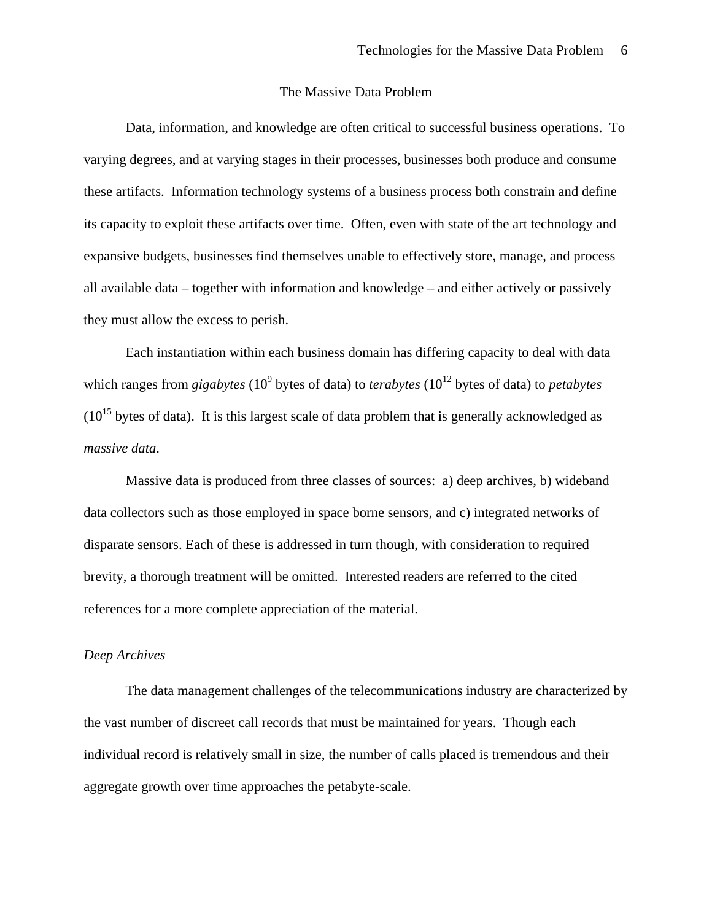## The Massive Data Problem

Data, information, and knowledge are often critical to successful business operations. To varying degrees, and at varying stages in their processes, businesses both produce and consume these artifacts. Information technology systems of a business process both constrain and define its capacity to exploit these artifacts over time. Often, even with state of the art technology and expansive budgets, businesses find themselves unable to effectively store, manage, and process all available data – together with information and knowledge – and either actively or passively they must allow the excess to perish.

Each instantiation within each business domain has differing capacity to deal with data which ranges from *gigabytes* ($10^9$ bytes of data) to *terabytes* ($10^{12}$ bytes of data) to *petabytes* ($10^{15}$ bytes of data). It is this largest scale of data problem that is generally acknowledged as *massive data*.

Massive data is produced from three classes of sources: a) deep archives, b) wideband data collectors such as those employed in space borne sensors, and c) integrated networks of disparate sensors. Each of these is addressed in turn though, with consideration to required brevity, a thorough treatment will be omitted. Interested readers are referred to the cited references for a more complete appreciation of the material.

### *Deep Archives*

The data management challenges of the telecommunications industry are characterized by the vast number of discreet call records that must be maintained for years. Though each individual record is relatively small in size, the number of calls placed is tremendous and their aggregate growth over time approaches the petabyte-scale.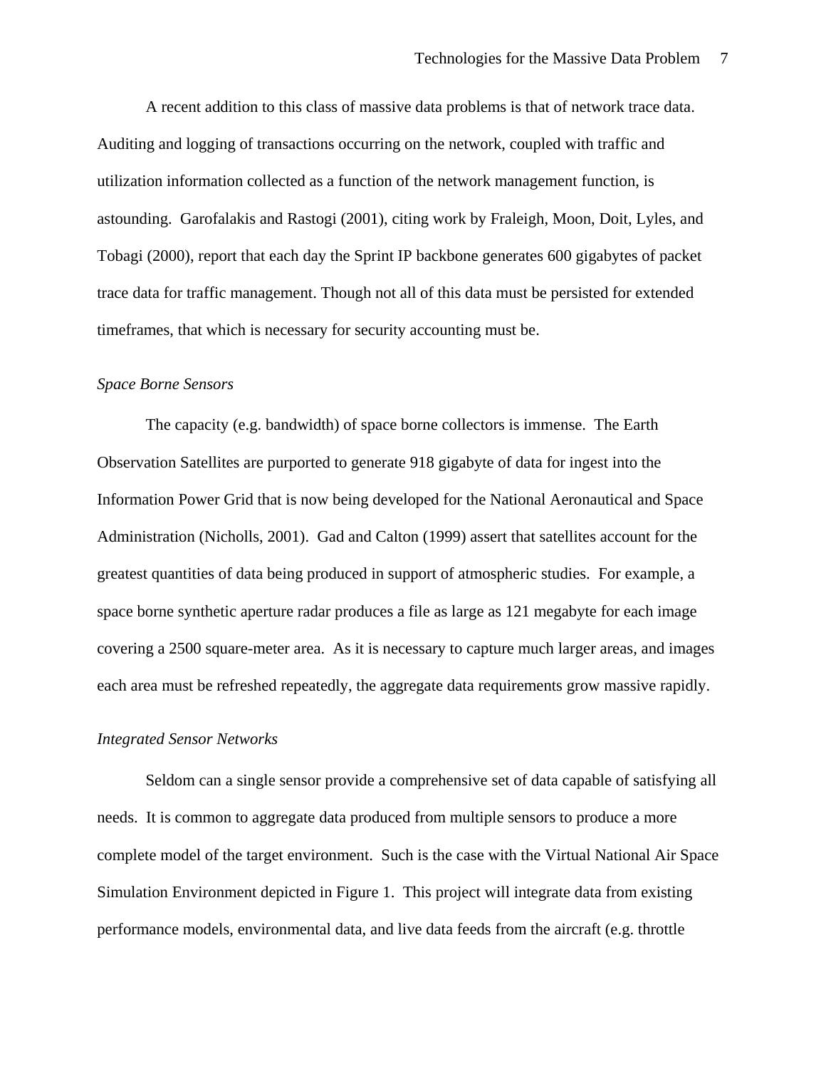A recent addition to this class of massive data problems is that of network trace data. Auditing and logging of transactions occurring on the network, coupled with traffic and utilization information collected as a function of the network management function, is astounding. Garofalakis and Rastogi (2001), citing work by Fraleigh, Moon, Doit, Lyles, and Tobagi (2000), report that each day the Sprint IP backbone generates 600 gigabytes of packet trace data for traffic management. Though not all of this data must be persisted for extended timeframes, that which is necessary for security accounting must be.

*Space Borne Sensors*

The capacity (e.g. bandwidth) of space borne collectors is immense. The Earth Observation Satellites are purported to generate 918 gigabyte of data for ingest into the Information Power Grid that is now being developed for the National Aeronautical and Space Administration (Nicholls, 2001). Gad and Calton (1999) assert that satellites account for the greatest quantities of data being produced in support of atmospheric studies. For example, a space borne synthetic aperture radar produces a file as large as 121 megabyte for each image covering a 2500 square-meter area. As it is necessary to capture much larger areas, and images each area must be refreshed repeatedly, the aggregate data requirements grow massive rapidly.

*Integrated Sensor Networks*

Seldom can a single sensor provide a comprehensive set of data capable of satisfying all needs. It is common to aggregate data produced from multiple sensors to produce a more complete model of the target environment. Such is the case with the Virtual National Air Space Simulation Environment depicted in Figure 1. This project will integrate data from existing performance models, environmental data, and live data feeds from the aircraft (e.g. throttle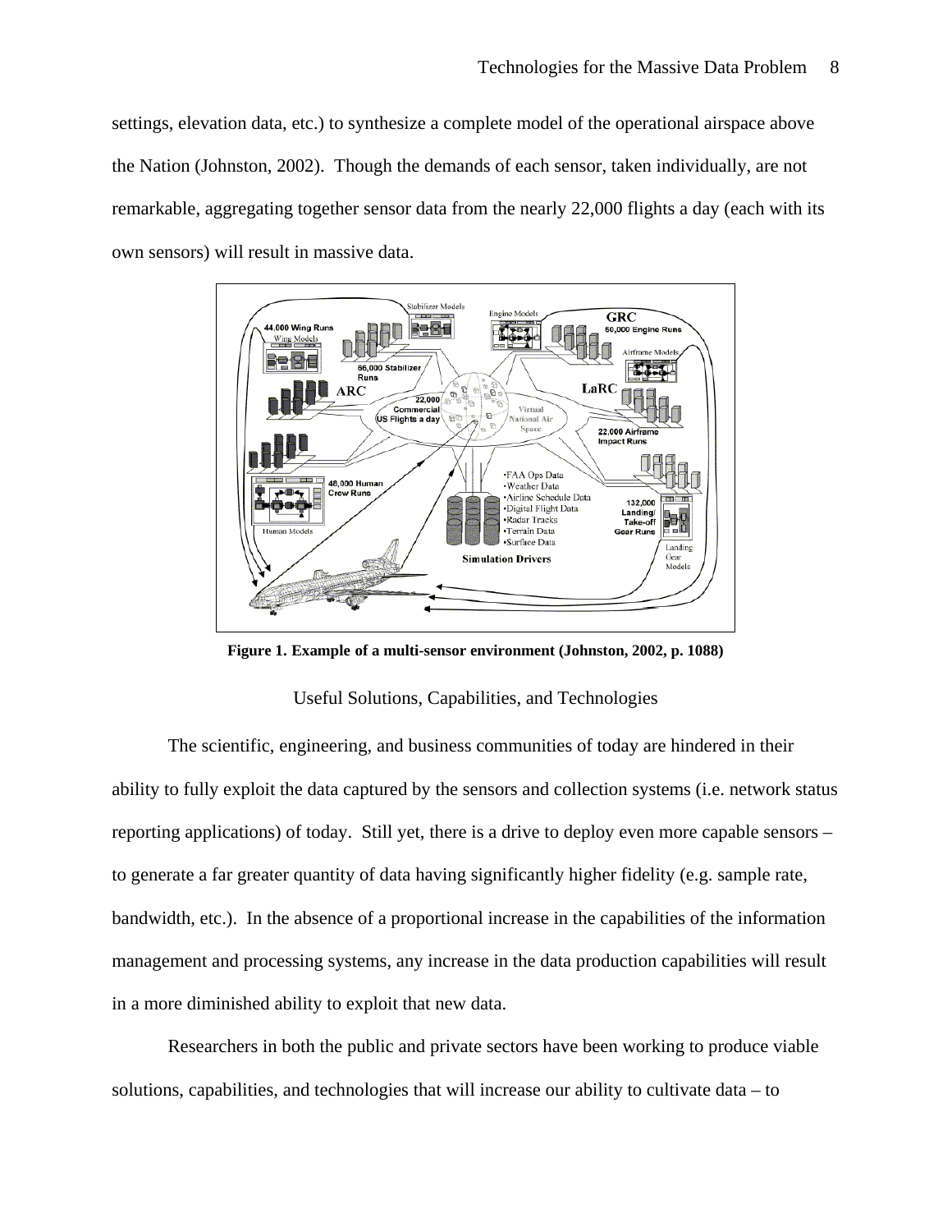settings, elevation data, etc.) to synthesize a complete model of the operational airspace above the Nation (Johnston, 2002). Though the demands of each sensor, taken individually, are not remarkable, aggregating together sensor data from the nearly 22,000 flights a day (each with its own sensors) will result in massive data.

**Figure 1. Example of a multi-sensor environment (Johnston, 2002, p. 1088)**

## Useful Solutions, Capabilities, and Technologies

The scientific, engineering, and business communities of today are hindered in their ability to fully exploit the data captured by the sensors and collection systems (i.e. network status reporting applications) of today. Still yet, there is a drive to deploy even more capable sensors – to generate a far greater quantity of data having significantly higher fidelity (e.g. sample rate, bandwidth, etc.). In the absence of a proportional increase in the capabilities of the information management and processing systems, any increase in the data production capabilities will result in a more diminished ability to exploit that new data.

Researchers in both the public and private sectors have been working to produce viable solutions, capabilities, and technologies that will increase our ability to cultivate data – to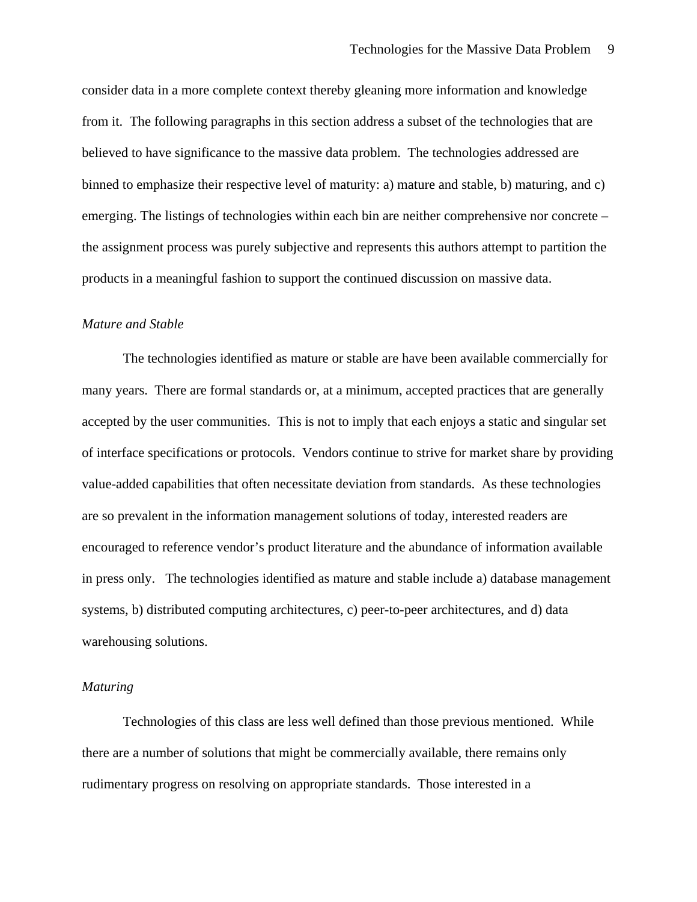consider data in a more complete context thereby gleaning more information and knowledge from it. The following paragraphs in this section address a subset of the technologies that are believed to have significance to the massive data problem. The technologies addressed are binned to emphasize their respective level of maturity: a) mature and stable, b) maturing, and c) emerging. The listings of technologies within each bin are neither comprehensive nor concrete – the assignment process was purely subjective and represents this authors attempt to partition the products in a meaningful fashion to support the continued discussion on massive data.

*Mature and Stable*

The technologies identified as mature or stable are have been available commercially for many years. There are formal standards or, at a minimum, accepted practices that are generally accepted by the user communities. This is not to imply that each enjoys a static and singular set of interface specifications or protocols. Vendors continue to strive for market share by providing value-added capabilities that often necessitate deviation from standards. As these technologies are so prevalent in the information management solutions of today, interested readers are encouraged to reference vendor's product literature and the abundance of information available in press only. The technologies identified as mature and stable include a) database management systems, b) distributed computing architectures, c) peer-to-peer architectures, and d) data warehousing solutions.

*Maturing*

Technologies of this class are less well defined than those previous mentioned. While there are a number of solutions that might be commercially available, there remains only rudimentary progress on resolving on appropriate standards. Those interested in a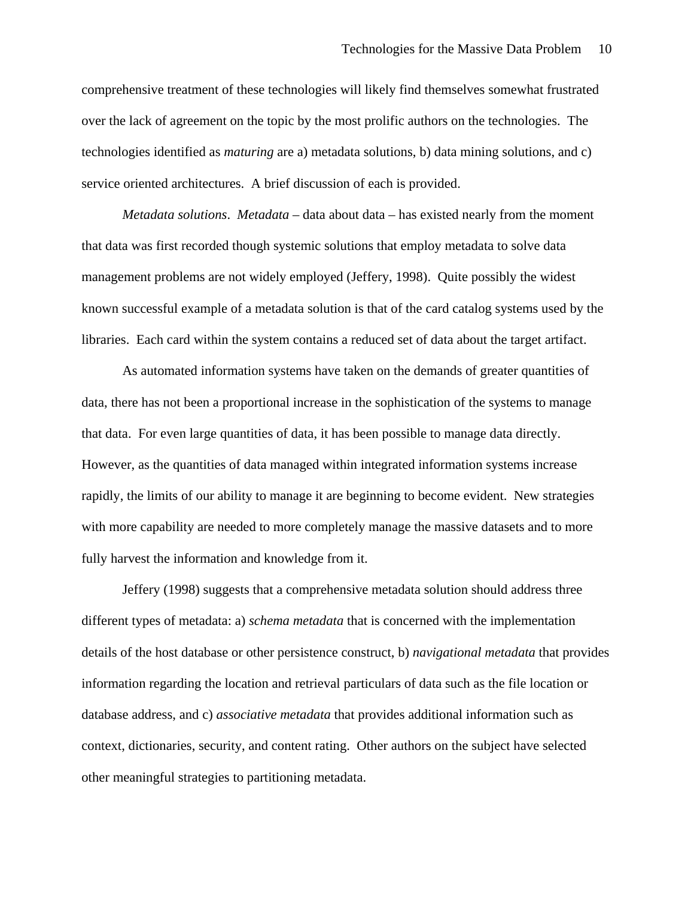comprehensive treatment of these technologies will likely find themselves somewhat frustrated over the lack of agreement on the topic by the most prolific authors on the technologies. The technologies identified as *maturing* are a) metadata solutions, b) data mining solutions, and c) service oriented architectures. A brief discussion of each is provided.

*Metadata solutions*. *Metadata* – data about data – has existed nearly from the moment that data was first recorded though systemic solutions that employ metadata to solve data management problems are not widely employed (Jeffery, 1998). Quite possibly the widest known successful example of a metadata solution is that of the card catalog systems used by the libraries. Each card within the system contains a reduced set of data about the target artifact.

As automated information systems have taken on the demands of greater quantities of data, there has not been a proportional increase in the sophistication of the systems to manage that data. For even large quantities of data, it has been possible to manage data directly. However, as the quantities of data managed within integrated information systems increase rapidly, the limits of our ability to manage it are beginning to become evident. New strategies with more capability are needed to more completely manage the massive datasets and to more fully harvest the information and knowledge from it.

Jeffery (1998) suggests that a comprehensive metadata solution should address three different types of metadata: a) *schema metadata* that is concerned with the implementation details of the host database or other persistence construct, b) *navigational metadata* that provides information regarding the location and retrieval particulars of data such as the file location or database address, and c) *associative metadata* that provides additional information such as context, dictionaries, security, and content rating. Other authors on the subject have selected other meaningful strategies to partitioning metadata.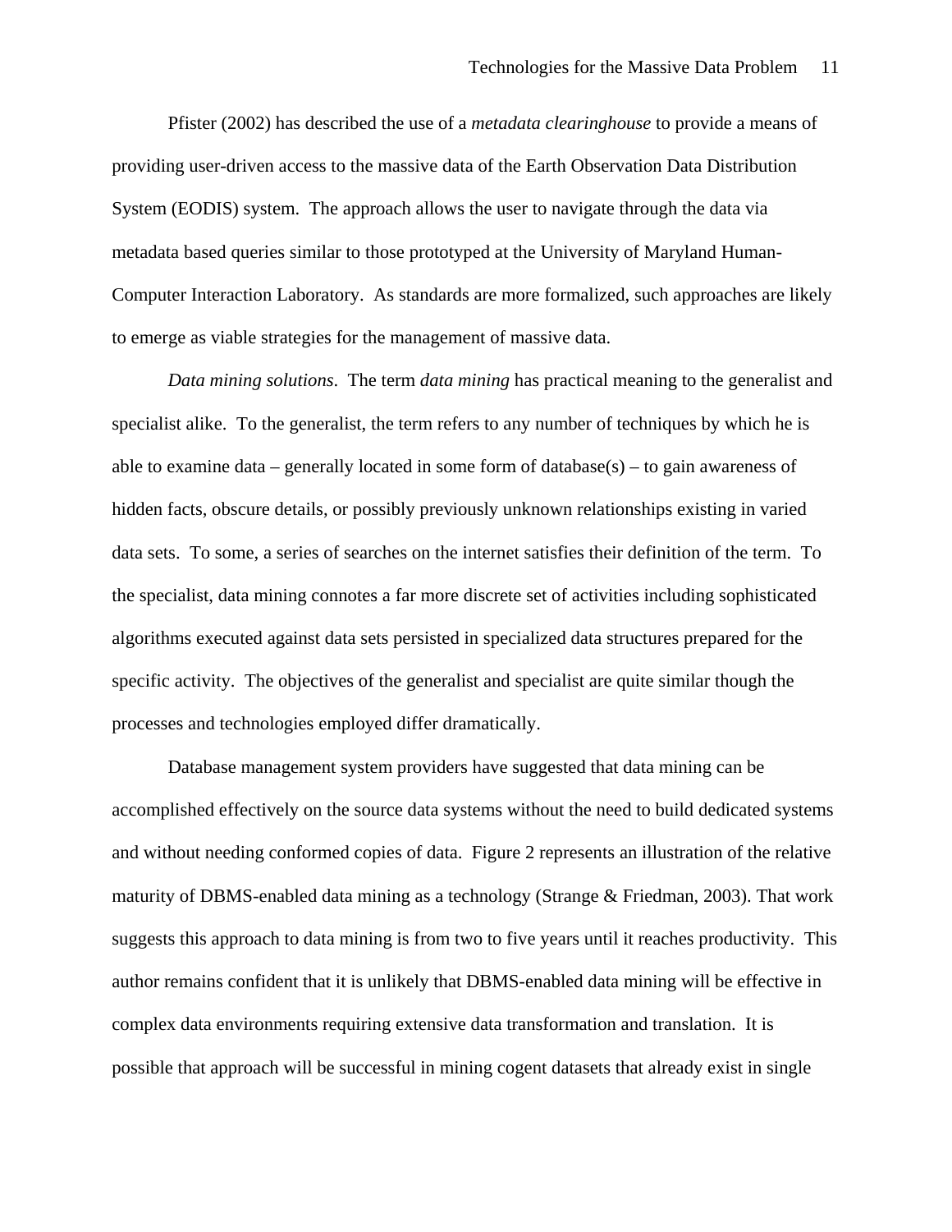Pfister (2002) has described the use of a *metadata clearinghouse* to provide a means of providing user-driven access to the massive data of the Earth Observation Data Distribution System (EODIS) system. The approach allows the user to navigate through the data via metadata based queries similar to those prototyped at the University of Maryland Human-Computer Interaction Laboratory. As standards are more formalized, such approaches are likely to emerge as viable strategies for the management of massive data.

*Data mining solutions*. The term *data mining* has practical meaning to the generalist and specialist alike. To the generalist, the term refers to any number of techniques by which he is able to examine data – generally located in some form of database(s) – to gain awareness of hidden facts, obscure details, or possibly previously unknown relationships existing in varied data sets. To some, a series of searches on the internet satisfies their definition of the term. To the specialist, data mining connotes a far more discrete set of activities including sophisticated algorithms executed against data sets persisted in specialized data structures prepared for the specific activity. The objectives of the generalist and specialist are quite similar though the processes and technologies employed differ dramatically.

Database management system providers have suggested that data mining can be accomplished effectively on the source data systems without the need to build dedicated systems and without needing conformed copies of data. Figure 2 represents an illustration of the relative maturity of DBMS-enabled data mining as a technology (Strange & Friedman, 2003). That work suggests this approach to data mining is from two to five years until it reaches productivity. This author remains confident that it is unlikely that DBMS-enabled data mining will be effective in complex data environments requiring extensive data transformation and translation. It is possible that approach will be successful in mining cogent datasets that already exist in single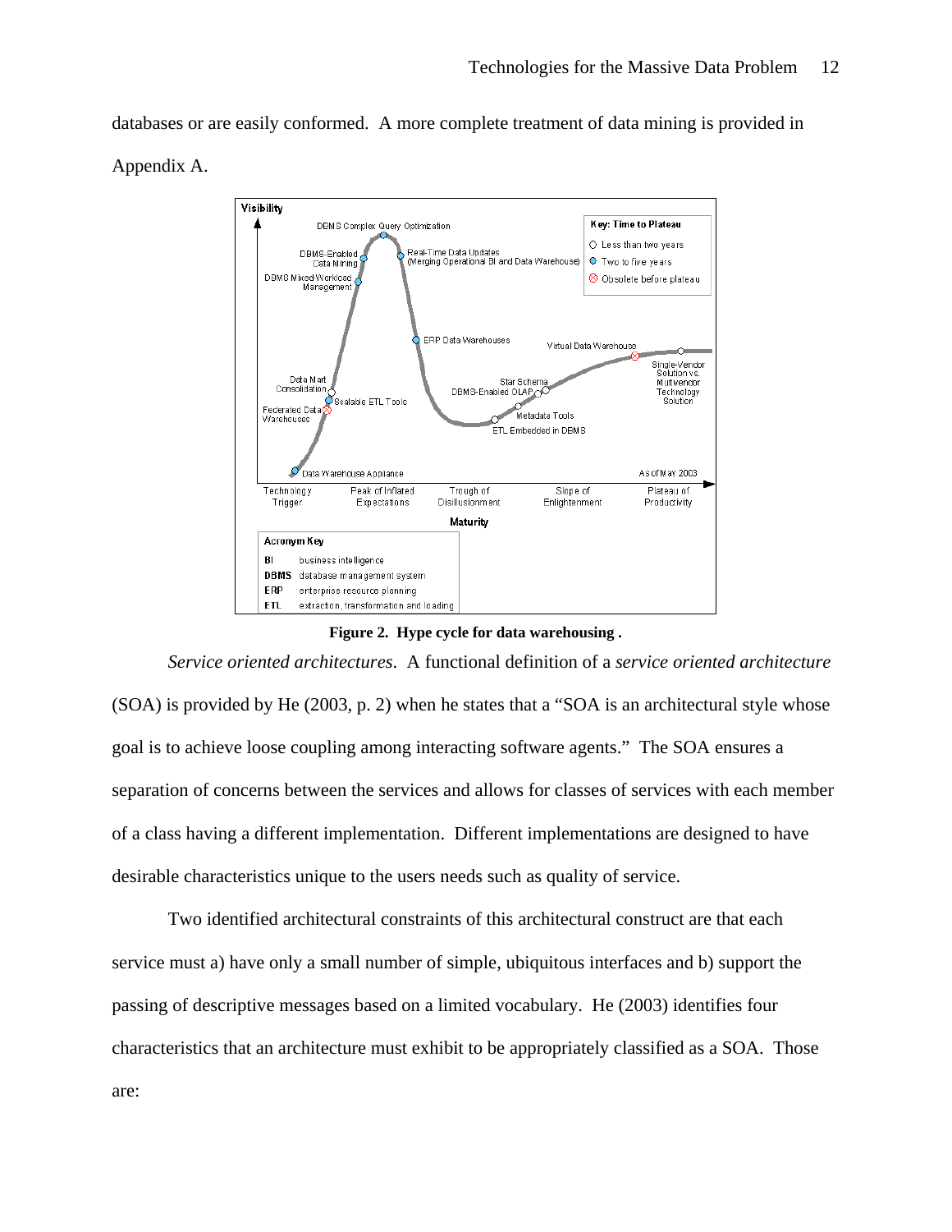databases or are easily conformed. A more complete treatment of data mining is provided in Appendix A.

**Figure 2. Hype cycle for data warehousing .**

*Service oriented architectures.* A functional definition of a *service oriented architecture* (SOA) is provided by He (2003, p. 2) when he states that a "SOA is an architectural style whose goal is to achieve loose coupling among interacting software agents." The SOA ensures a separation of concerns between the services and allows for classes of services with each member of a class having a different implementation. Different implementations are designed to have desirable characteristics unique to the users needs such as quality of service.

Two identified architectural constraints of this architectural construct are that each service must a) have only a small number of simple, ubiquitous interfaces and b) support the passing of descriptive messages based on a limited vocabulary. He (2003) identifies four characteristics that an architecture must exhibit to be appropriately classified as a SOA. Those are: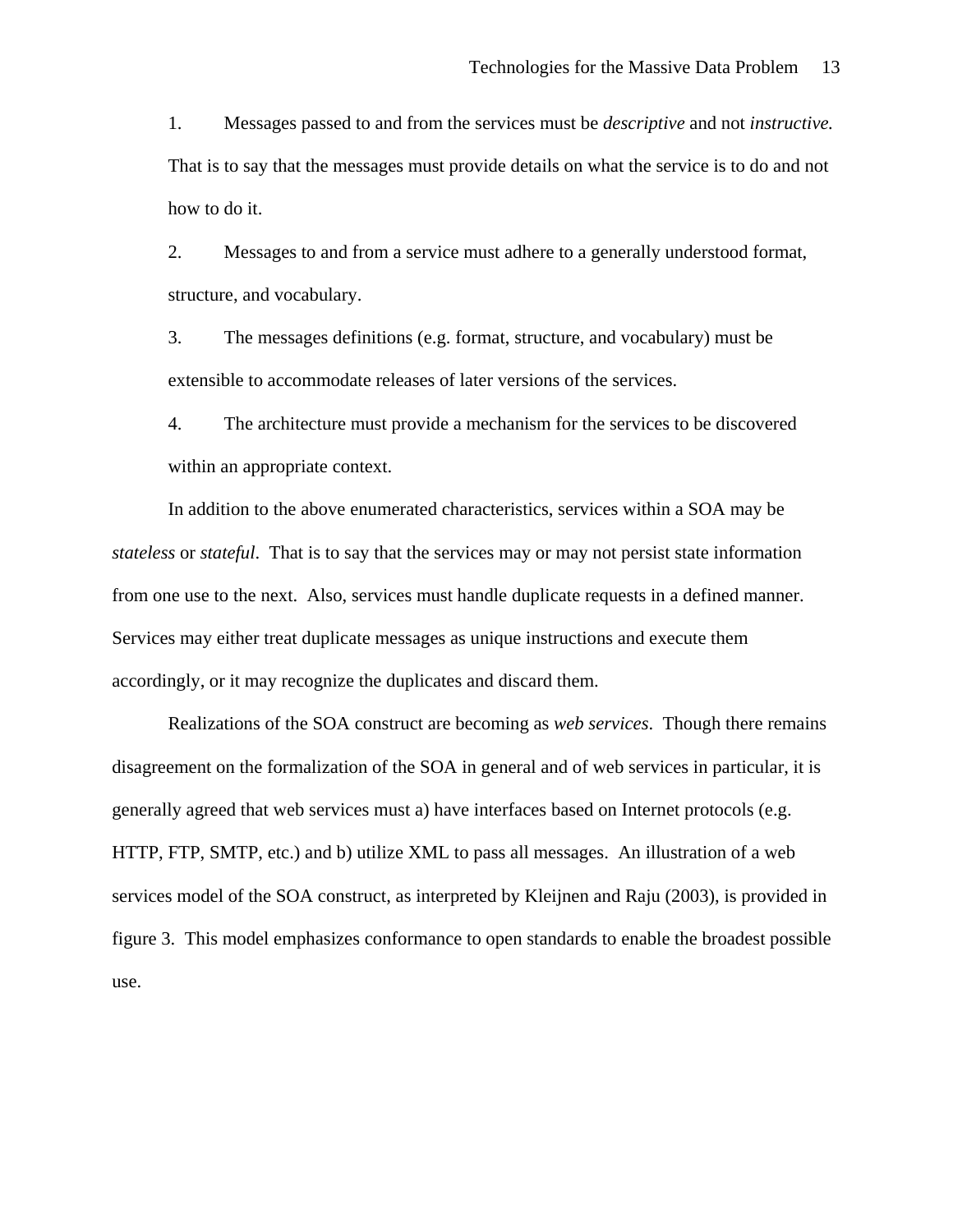1. Messages passed to and from the services must be *descriptive* and not *instructive.* That is to say that the messages must provide details on what the service is to do and not how to do it.
2. Messages to and from a service must adhere to a generally understood format, structure, and vocabulary.
3. The messages definitions (e.g. format, structure, and vocabulary) must be extensible to accommodate releases of later versions of the services.
4. The architecture must provide a mechanism for the services to be discovered within an appropriate context.

In addition to the above enumerated characteristics, services within a SOA may be *stateless* or *stateful*. That is to say that the services may or may not persist state information from one use to the next. Also, services must handle duplicate requests in a defined manner. Services may either treat duplicate messages as unique instructions and execute them accordingly, or it may recognize the duplicates and discard them.

Realizations of the SOA construct are becoming as *web services*. Though there remains disagreement on the formalization of the SOA in general and of web services in particular, it is generally agreed that web services must a) have interfaces based on Internet protocols (e.g. HTTP, FTP, SMTP, etc.) and b) utilize XML to pass all messages. An illustration of a web services model of the SOA construct, as interpreted by Kleijnen and Raju (2003), is provided in figure 3. This model emphasizes conformance to open standards to enable the broadest possible use.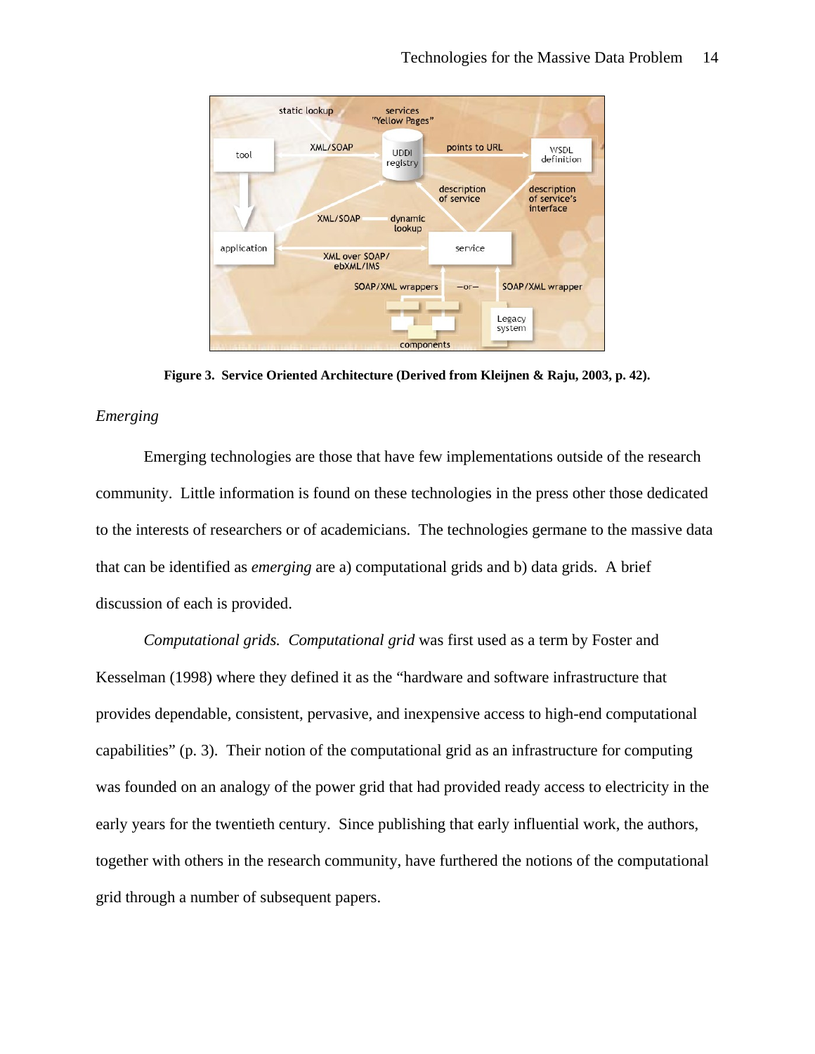**Figure 3. Service Oriented Architecture (Derived from Kleijnen & Raju, 2003, p. 42).**

### *Emerging*

Emerging technologies are those that have few implementations outside of the research community. Little information is found on these technologies in the press other those dedicated to the interests of researchers or of academicians. The technologies germane to the massive data that can be identified as *emerging* are a) computational grids and b) data grids. A brief discussion of each is provided.

*Computational grids. Computational grid* was first used as a term by Foster and Kesselman (1998) where they defined it as the "hardware and software infrastructure that provides dependable, consistent, pervasive, and inexpensive access to high-end computational capabilities" (p. 3). Their notion of the computational grid as an infrastructure for computing was founded on an analogy of the power grid that had provided ready access to electricity in the early years for the twentieth century. Since publishing that early influential work, the authors, together with others in the research community, have furthered the notions of the computational grid through a number of subsequent papers.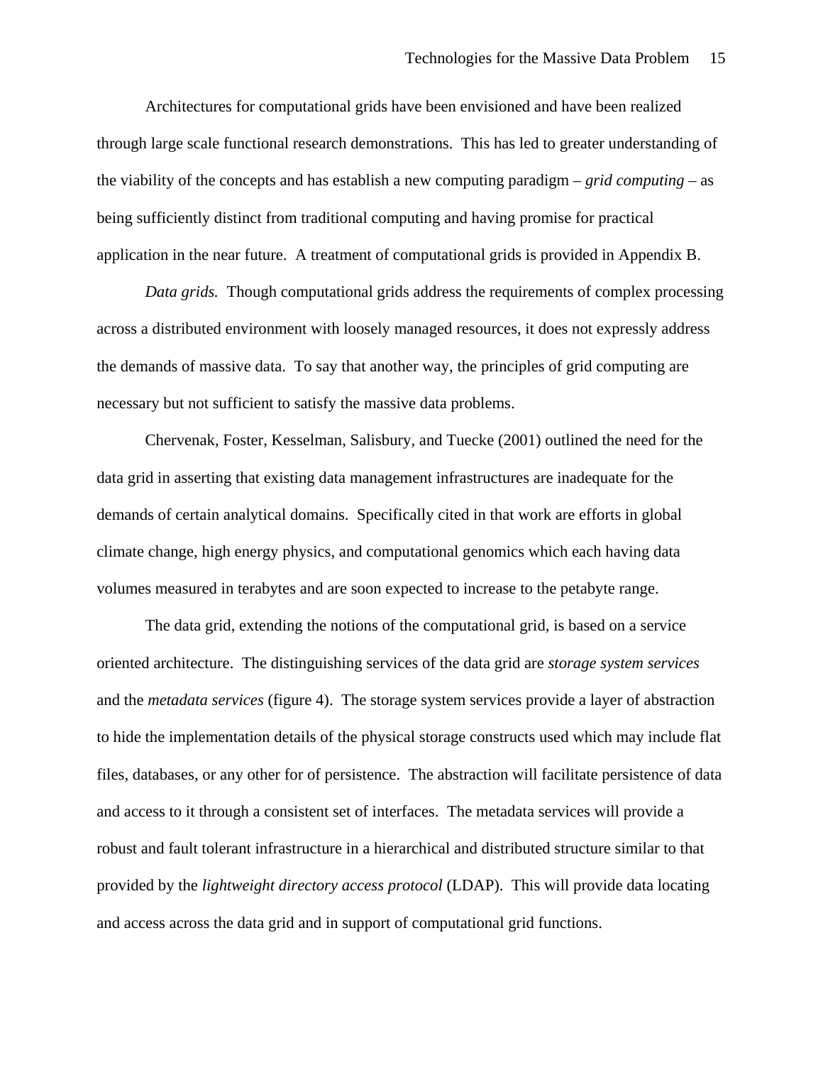Architectures for computational grids have been envisioned and have been realized through large scale functional research demonstrations. This has led to greater understanding of the viability of the concepts and has establish a new computing paradigm – *grid computing* – as being sufficiently distinct from traditional computing and having promise for practical application in the near future. A treatment of computational grids is provided in Appendix B.

*Data grids.* Though computational grids address the requirements of complex processing across a distributed environment with loosely managed resources, it does not expressly address the demands of massive data. To say that another way, the principles of grid computing are necessary but not sufficient to satisfy the massive data problems.

Chervenak, Foster, Kesselman, Salisbury, and Tuecke (2001) outlined the need for the data grid in asserting that existing data management infrastructures are inadequate for the demands of certain analytical domains. Specifically cited in that work are efforts in global climate change, high energy physics, and computational genomics which each having data volumes measured in terabytes and are soon expected to increase to the petabyte range.

The data grid, extending the notions of the computational grid, is based on a service oriented architecture. The distinguishing services of the data grid are *storage system services* and the *metadata services* (figure 4). The storage system services provide a layer of abstraction to hide the implementation details of the physical storage constructs used which may include flat files, databases, or any other for of persistence. The abstraction will facilitate persistence of data and access to it through a consistent set of interfaces. The metadata services will provide a robust and fault tolerant infrastructure in a hierarchical and distributed structure similar to that provided by the *lightweight directory access protocol* (LDAP). This will provide data locating and access across the data grid and in support of computational grid functions.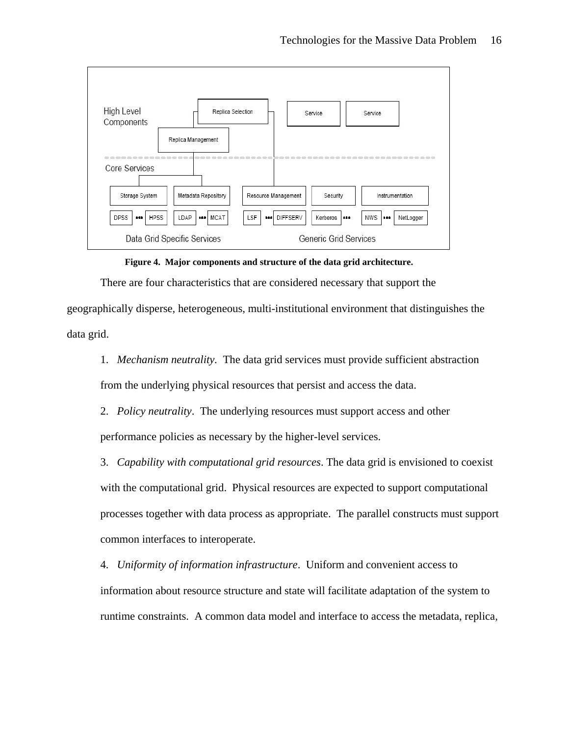**Figure 4. Major components and structure of the data grid architecture.**

There are four characteristics that are considered necessary that support the geographically disperse, heterogeneous, multi-institutional environment that distinguishes the data grid.

1. *Mechanism neutrality.* The data grid services must provide sufficient abstraction from the underlying physical resources that persist and access the data.

2. *Policy neutrality*. The underlying resources must support access and other performance policies as necessary by the higher-level services.

3. *Capability with computational grid resources*. The data grid is envisioned to coexist with the computational grid. Physical resources are expected to support computational processes together with data process as appropriate. The parallel constructs must support common interfaces to interoperate.

4. *Uniformity of information infrastructure*. Uniform and convenient access to information about resource structure and state will facilitate adaptation of the system to runtime constraints. A common data model and interface to access the metadata, replica,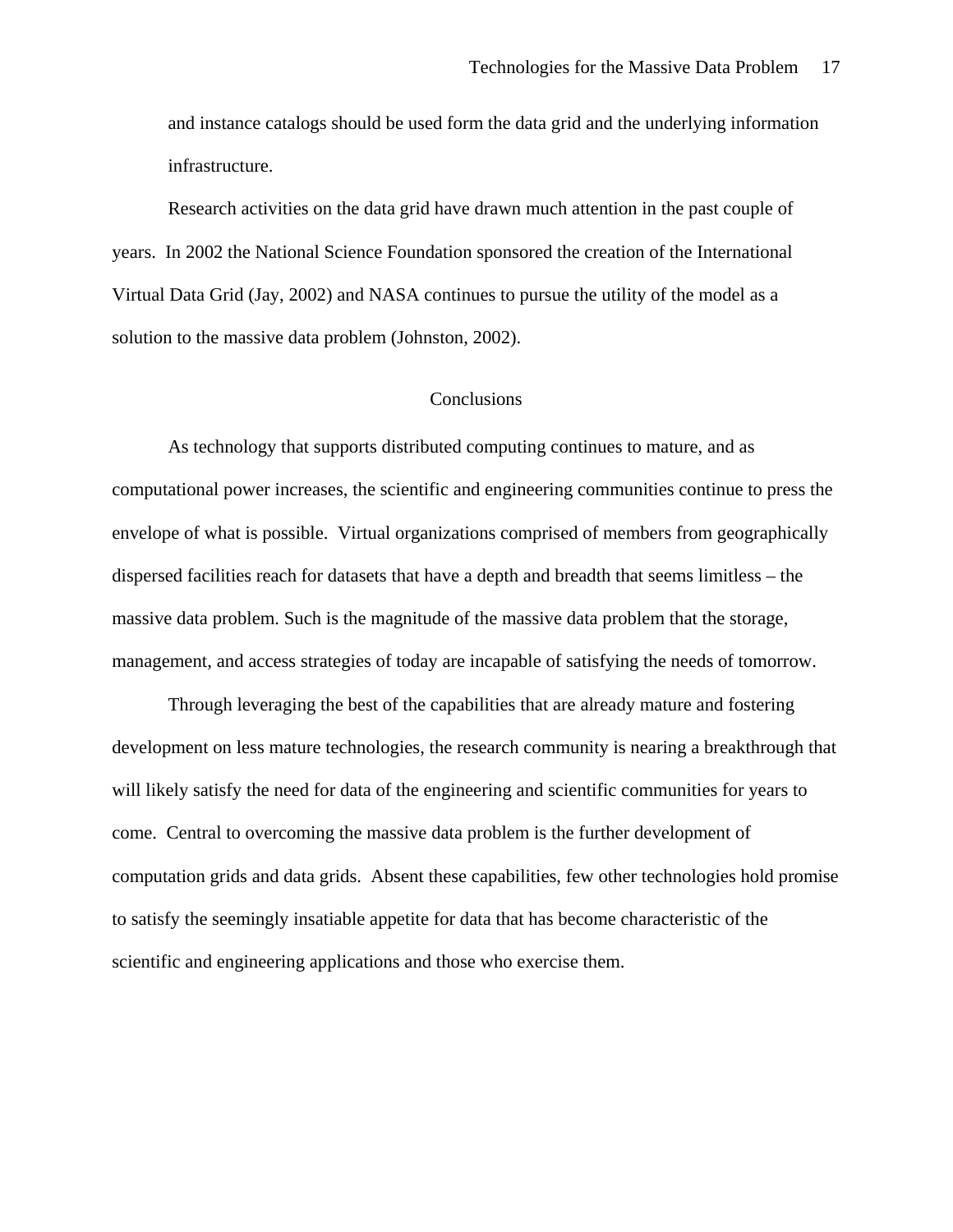and instance catalogs should be used form the data grid and the underlying information infrastructure.

Research activities on the data grid have drawn much attention in the past couple of years. In 2002 the National Science Foundation sponsored the creation of the International Virtual Data Grid (Jay, 2002) and NASA continues to pursue the utility of the model as a solution to the massive data problem (Johnston, 2002).

## Conclusions

As technology that supports distributed computing continues to mature, and as computational power increases, the scientific and engineering communities continue to press the envelope of what is possible. Virtual organizations comprised of members from geographically dispersed facilities reach for datasets that have a depth and breadth that seems limitless – the massive data problem. Such is the magnitude of the massive data problem that the storage, management, and access strategies of today are incapable of satisfying the needs of tomorrow.

Through leveraging the best of the capabilities that are already mature and fostering development on less mature technologies, the research community is nearing a breakthrough that will likely satisfy the need for data of the engineering and scientific communities for years to come. Central to overcoming the massive data problem is the further development of computation grids and data grids. Absent these capabilities, few other technologies hold promise to satisfy the seemingly insatiable appetite for data that has become characteristic of the scientific and engineering applications and those who exercise them.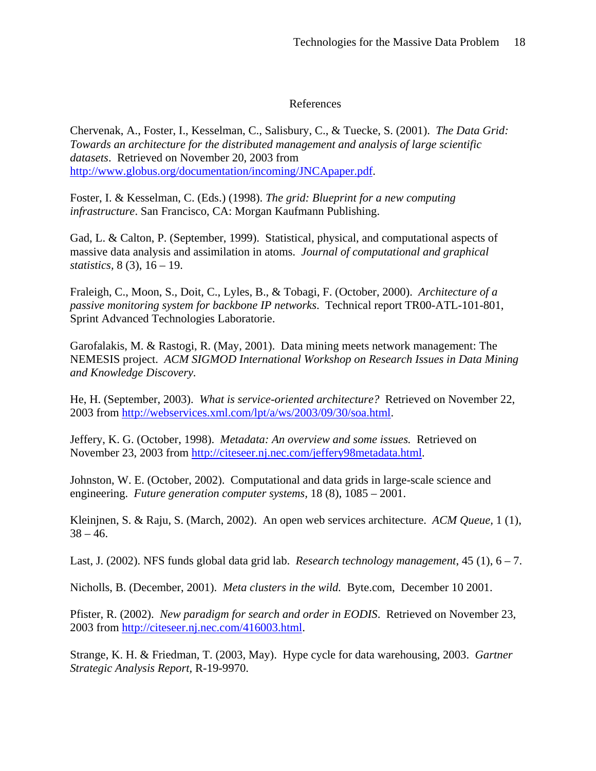# References

Chervenak, A., Foster, I., Kesselman, C., Salisbury, C., & Tuecke, S. (2001). *The Data Grid: Towards an architecture for the distributed management and analysis of large scientific datasets*. Retrieved on November 20, 2003 from http://www.globus.org/documentation/incoming/JNCApaper.pdf.

Foster, I. & Kesselman, C. (Eds.) (1998). *The grid: Blueprint for a new computing infrastructure*. San Francisco, CA: Morgan Kaufmann Publishing.

Gad, L. & Calton, P. (September, 1999). Statistical, physical, and computational aspects of massive data analysis and assimilation in atoms. *Journal of computational and graphical statistics,* 8 (3), 16 – 19.

Fraleigh, C., Moon, S., Doit, C., Lyles, B., & Tobagi, F. (October, 2000). *Architecture of a passive monitoring system for backbone IP networks*. Technical report TR00-ATL-101-801, Sprint Advanced Technologies Laboratorie.

Garofalakis, M. & Rastogi, R. (May, 2001). Data mining meets network management: The NEMESIS project. *ACM SIGMOD International Workshop on Research Issues in Data Mining and Knowledge Discovery*.

He, H. (September, 2003). *What is service-oriented architecture?* Retrieved on November 22, 2003 from http://webservices.xml.com/lpt/a/ws/2003/09/30/soa.html.

Jeffery, K. G. (October, 1998). *Metadata: An overview and some issues.* Retrieved on November 23, 2003 from http://citeseer.nj.nec.com/jeffery98metadata.html.

Johnston, W. E. (October, 2002). Computational and data grids in large-scale science and engineering. *Future generation computer systems,* 18 (8), 1085 – 2001.

Kleinjnen, S. & Raju, S. (March, 2002). An open web services architecture. *ACM Queue,* 1 (1), 38 – 46.

Last, J. (2002). NFS funds global data grid lab. *Research technology management*, 45 (1), 6 – 7.

Nicholls, B. (December, 2001). *Meta clusters in the wild.* Byte.com, December 10 2001.

Pfister, R. (2002). *New paradigm for search and order in EODIS*. Retrieved on November 23, 2003 from http://citeseer.nj.nec.com/416003.html.

Strange, K. H. & Friedman, T. (2003, May). Hype cycle for data warehousing, 2003. *Gartner Strategic Analysis Report,* R-19-9970.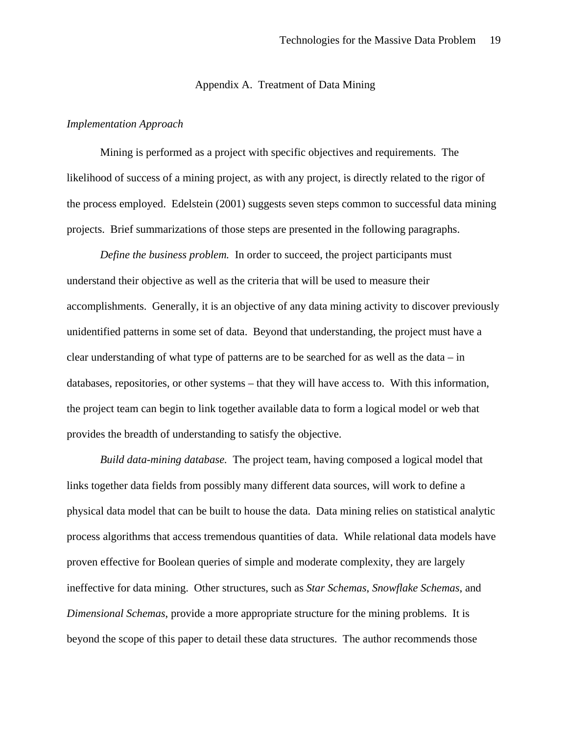# Appendix A. Treatment of Data Mining

*Implementation Approach*

Mining is performed as a project with specific objectives and requirements. The likelihood of success of a mining project, as with any project, is directly related to the rigor of the process employed. Edelstein (2001) suggests seven steps common to successful data mining projects. Brief summarizations of those steps are presented in the following paragraphs.

*Define the business problem.* In order to succeed, the project participants must understand their objective as well as the criteria that will be used to measure their accomplishments. Generally, it is an objective of any data mining activity to discover previously unidentified patterns in some set of data. Beyond that understanding, the project must have a clear understanding of what type of patterns are to be searched for as well as the data – in databases, repositories, or other systems – that they will have access to. With this information, the project team can begin to link together available data to form a logical model or web that provides the breadth of understanding to satisfy the objective.

*Build data-mining database.* The project team, having composed a logical model that links together data fields from possibly many different data sources, will work to define a physical data model that can be built to house the data. Data mining relies on statistical analytic process algorithms that access tremendous quantities of data. While relational data models have proven effective for Boolean queries of simple and moderate complexity, they are largely ineffective for data mining. Other structures, such as *Star Schemas*, *Snowflake Schemas*, and *Dimensional Schemas*, provide a more appropriate structure for the mining problems. It is beyond the scope of this paper to detail these data structures. The author recommends those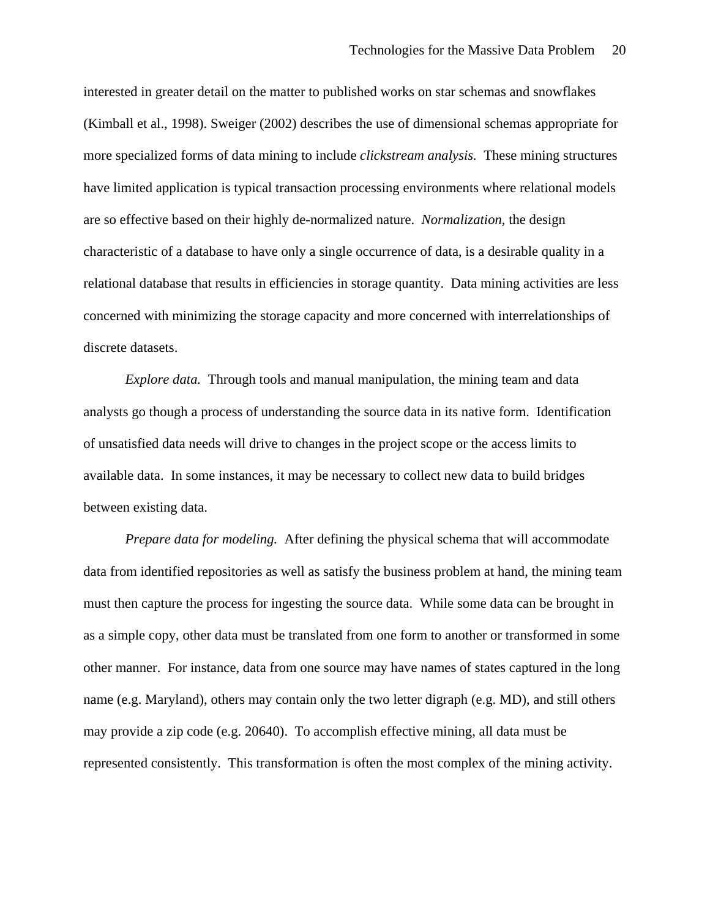interested in greater detail on the matter to published works on star schemas and snowflakes (Kimball et al., 1998). Sweiger (2002) describes the use of dimensional schemas appropriate for more specialized forms of data mining to include *clickstream analysis.* These mining structures have limited application is typical transaction processing environments where relational models are so effective based on their highly de-normalized nature. *Normalization,* the design characteristic of a database to have only a single occurrence of data, is a desirable quality in a relational database that results in efficiencies in storage quantity. Data mining activities are less concerned with minimizing the storage capacity and more concerned with interrelationships of discrete datasets.

*Explore data.* Through tools and manual manipulation, the mining team and data analysts go though a process of understanding the source data in its native form. Identification of unsatisfied data needs will drive to changes in the project scope or the access limits to available data. In some instances, it may be necessary to collect new data to build bridges between existing data.

*Prepare data for modeling.* After defining the physical schema that will accommodate data from identified repositories as well as satisfy the business problem at hand, the mining team must then capture the process for ingesting the source data. While some data can be brought in as a simple copy, other data must be translated from one form to another or transformed in some other manner. For instance, data from one source may have names of states captured in the long name (e.g. Maryland), others may contain only the two letter digraph (e.g. MD), and still others may provide a zip code (e.g. 20640). To accomplish effective mining, all data must be represented consistently. This transformation is often the most complex of the mining activity.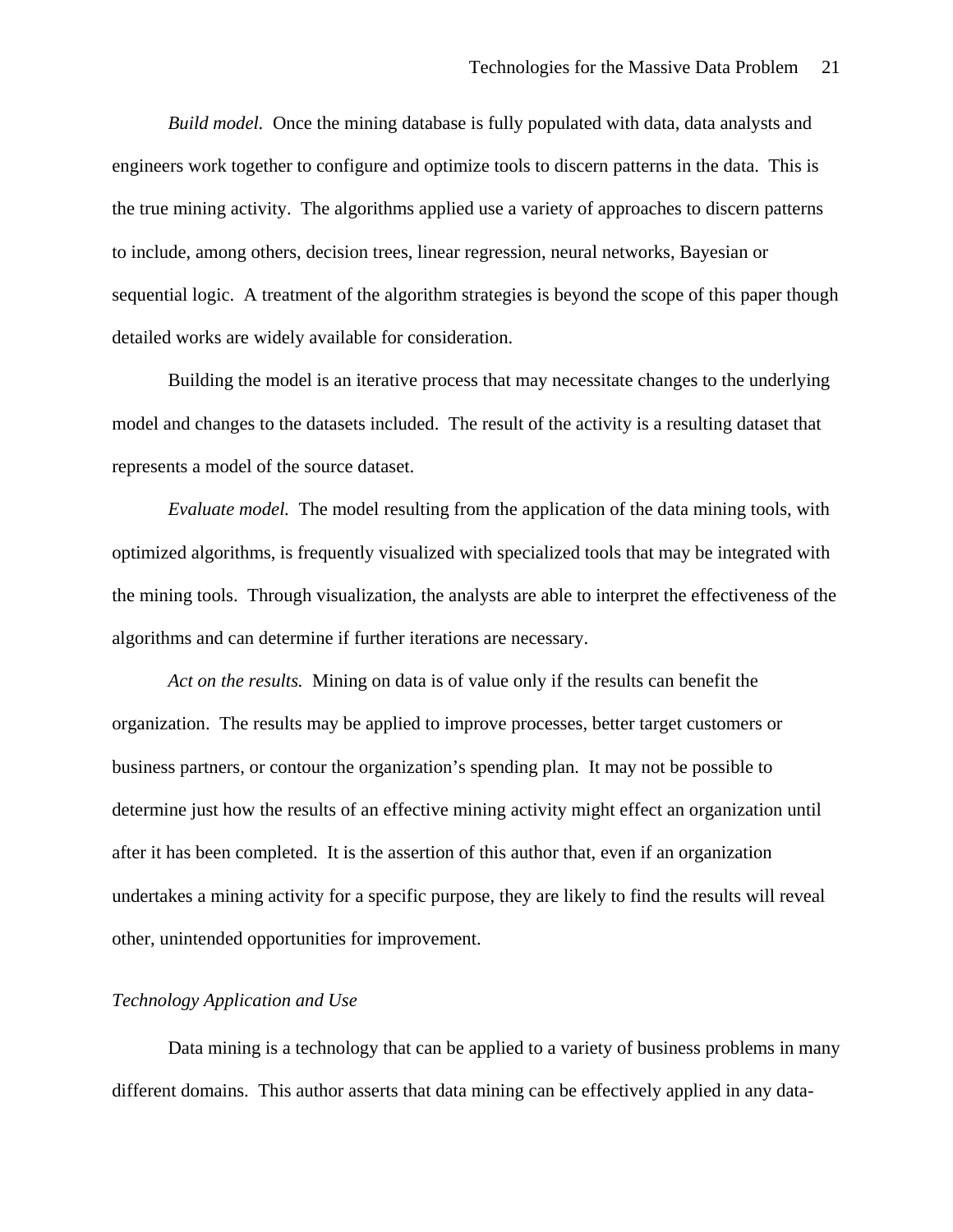*Build model.* Once the mining database is fully populated with data, data analysts and engineers work together to configure and optimize tools to discern patterns in the data. This is the true mining activity. The algorithms applied use a variety of approaches to discern patterns to include, among others, decision trees, linear regression, neural networks, Bayesian or sequential logic. A treatment of the algorithm strategies is beyond the scope of this paper though detailed works are widely available for consideration.

Building the model is an iterative process that may necessitate changes to the underlying model and changes to the datasets included. The result of the activity is a resulting dataset that represents a model of the source dataset.

*Evaluate model.* The model resulting from the application of the data mining tools, with optimized algorithms, is frequently visualized with specialized tools that may be integrated with the mining tools. Through visualization, the analysts are able to interpret the effectiveness of the algorithms and can determine if further iterations are necessary.

*Act on the results.* Mining on data is of value only if the results can benefit the organization. The results may be applied to improve processes, better target customers or business partners, or contour the organization's spending plan. It may not be possible to determine just how the results of an effective mining activity might effect an organization until after it has been completed. It is the assertion of this author that, even if an organization undertakes a mining activity for a specific purpose, they are likely to find the results will reveal other, unintended opportunities for improvement.

### *Technology Application and Use*

Data mining is a technology that can be applied to a variety of business problems in many different domains. This author asserts that data mining can be effectively applied in any data-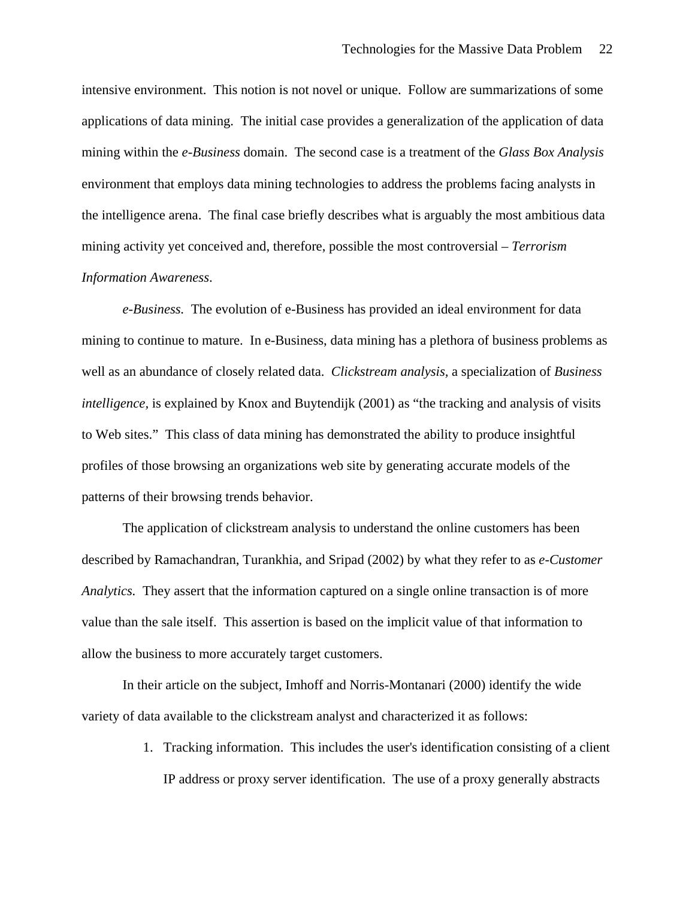intensive environment. This notion is not novel or unique. Follow are summarizations of some applications of data mining. The initial case provides a generalization of the application of data mining within the *e-Business* domain. The second case is a treatment of the *Glass Box Analysis* environment that employs data mining technologies to address the problems facing analysts in the intelligence arena. The final case briefly describes what is arguably the most ambitious data mining activity yet conceived and, therefore, possible the most controversial – *Terrorism Information Awareness*.

*e-Business.* The evolution of e-Business has provided an ideal environment for data mining to continue to mature. In e-Business, data mining has a plethora of business problems as well as an abundance of closely related data. *Clickstream analysis,* a specialization of *Business intelligence,* is explained by Knox and Buytendijk (2001) as "the tracking and analysis of visits to Web sites." This class of data mining has demonstrated the ability to produce insightful profiles of those browsing an organizations web site by generating accurate models of the patterns of their browsing trends behavior.

The application of clickstream analysis to understand the online customers has been described by Ramachandran, Turankhia, and Sripad (2002) by what they refer to as *e-Customer Analytics.* They assert that the information captured on a single online transaction is of more value than the sale itself. This assertion is based on the implicit value of that information to allow the business to more accurately target customers.

In their article on the subject, Imhoff and Norris-Montanari (2000) identify the wide variety of data available to the clickstream analyst and characterized it as follows:

1. Tracking information. This includes the user's identification consisting of a client IP address or proxy server identification. The use of a proxy generally abstracts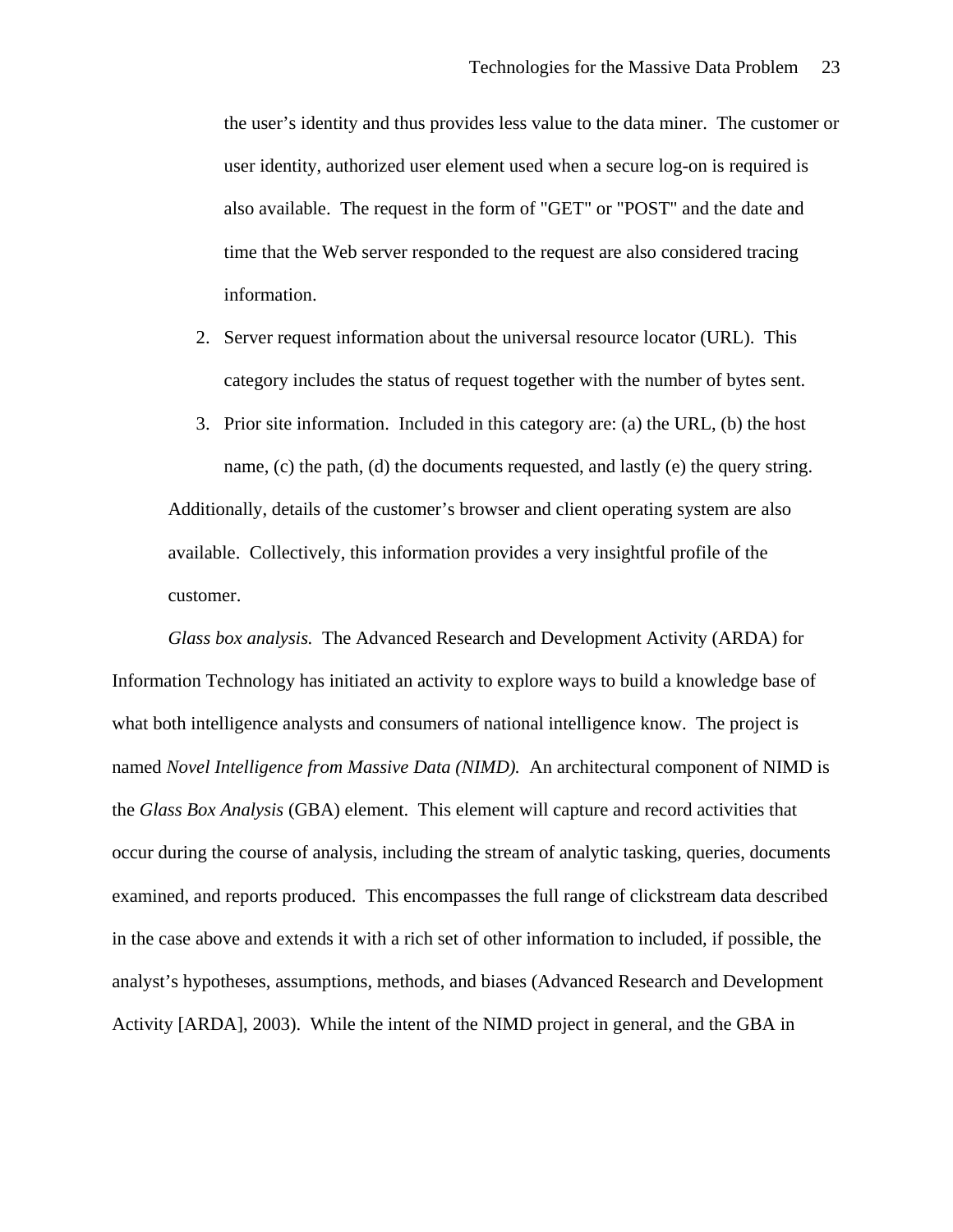the user's identity and thus provides less value to the data miner. The customer or user identity, authorized user element used when a secure log-on is required is also available. The request in the form of "GET" or "POST" and the date and time that the Web server responded to the request are also considered tracing information.

2. Server request information about the universal resource locator (URL). This category includes the status of request together with the number of bytes sent.
3. Prior site information. Included in this category are: (a) the URL, (b) the host name, (c) the path, (d) the documents requested, and lastly (e) the query string.

Additionally, details of the customer's browser and client operating system are also available. Collectively, this information provides a very insightful profile of the customer.

*Glass box analysis.* The Advanced Research and Development Activity (ARDA) for Information Technology has initiated an activity to explore ways to build a knowledge base of what both intelligence analysts and consumers of national intelligence know. The project is named *Novel Intelligence from Massive Data (NIMD).* An architectural component of NIMD is the *Glass Box Analysis* (GBA) element. This element will capture and record activities that occur during the course of analysis, including the stream of analytic tasking, queries, documents examined, and reports produced. This encompasses the full range of clickstream data described in the case above and extends it with a rich set of other information to included, if possible, the analyst's hypotheses, assumptions, methods, and biases (Advanced Research and Development Activity [ARDA], 2003). While the intent of the NIMD project in general, and the GBA in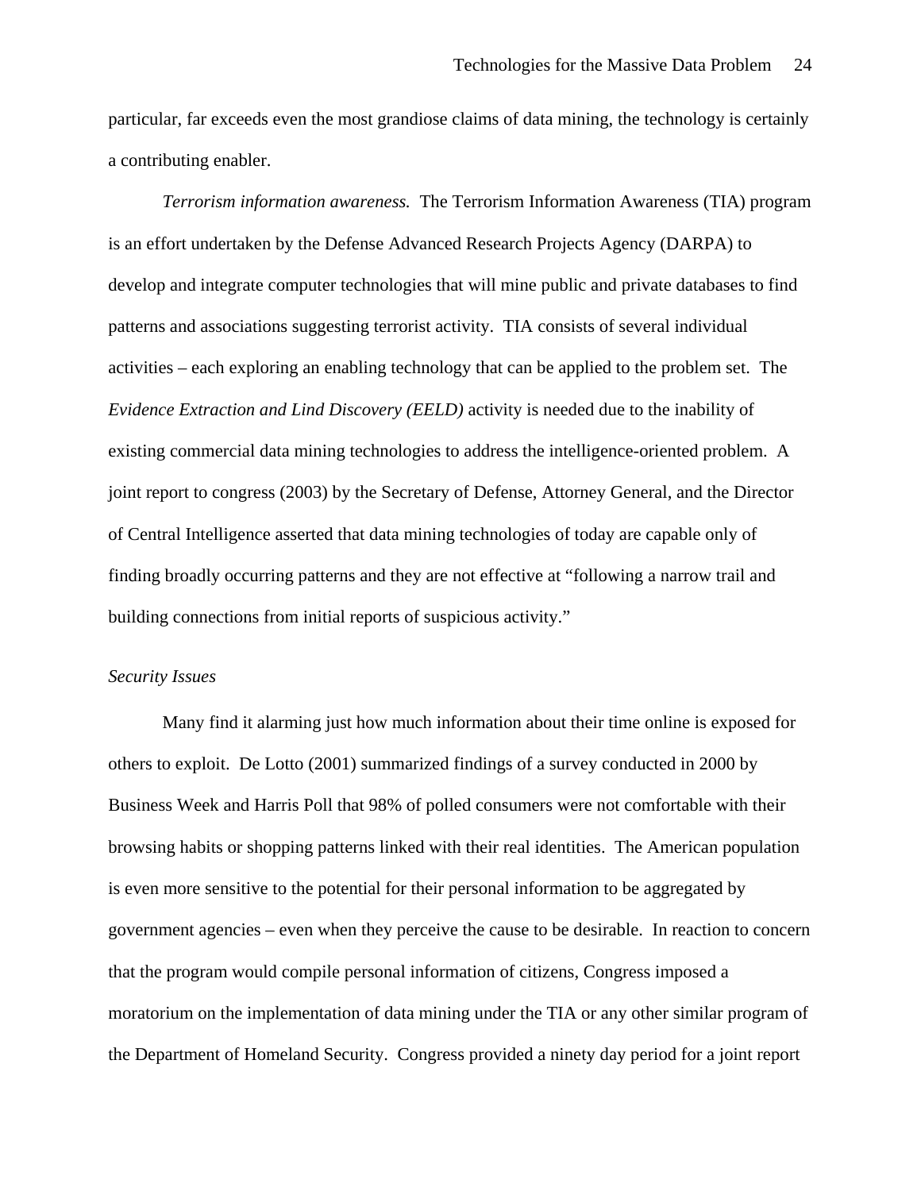particular, far exceeds even the most grandiose claims of data mining, the technology is certainly a contributing enabler.

*Terrorism information awareness.* The Terrorism Information Awareness (TIA) program is an effort undertaken by the Defense Advanced Research Projects Agency (DARPA) to develop and integrate computer technologies that will mine public and private databases to find patterns and associations suggesting terrorist activity. TIA consists of several individual activities – each exploring an enabling technology that can be applied to the problem set. The *Evidence Extraction and Lind Discovery (EELD)* activity is needed due to the inability of existing commercial data mining technologies to address the intelligence-oriented problem. A joint report to congress (2003) by the Secretary of Defense, Attorney General, and the Director of Central Intelligence asserted that data mining technologies of today are capable only of finding broadly occurring patterns and they are not effective at "following a narrow trail and building connections from initial reports of suspicious activity."

### *Security Issues*

Many find it alarming just how much information about their time online is exposed for others to exploit. De Lotto (2001) summarized findings of a survey conducted in 2000 by Business Week and Harris Poll that 98% of polled consumers were not comfortable with their browsing habits or shopping patterns linked with their real identities. The American population is even more sensitive to the potential for their personal information to be aggregated by government agencies – even when they perceive the cause to be desirable. In reaction to concern that the program would compile personal information of citizens, Congress imposed a moratorium on the implementation of data mining under the TIA or any other similar program of the Department of Homeland Security. Congress provided a ninety day period for a joint report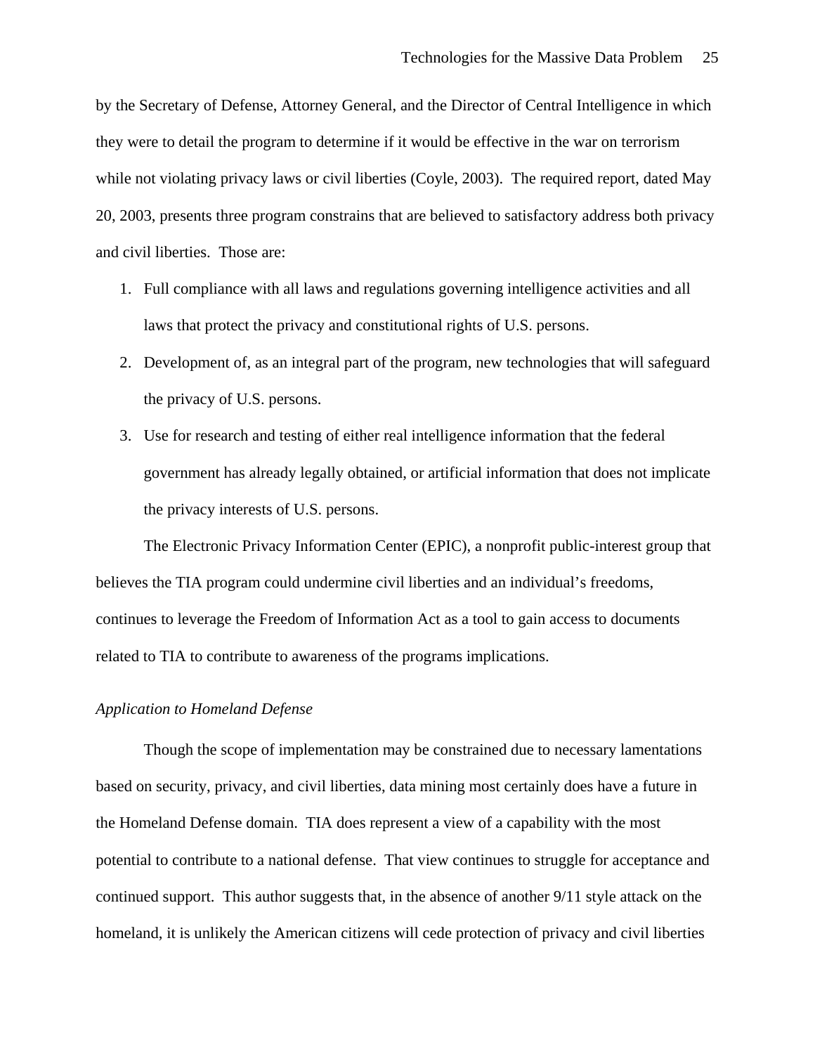by the Secretary of Defense, Attorney General, and the Director of Central Intelligence in which they were to detail the program to determine if it would be effective in the war on terrorism while not violating privacy laws or civil liberties (Coyle, 2003). The required report, dated May 20, 2003, presents three program constrains that are believed to satisfactory address both privacy and civil liberties. Those are:

1. Full compliance with all laws and regulations governing intelligence activities and all laws that protect the privacy and constitutional rights of U.S. persons.
2. Development of, as an integral part of the program, new technologies that will safeguard the privacy of U.S. persons.
3. Use for research and testing of either real intelligence information that the federal government has already legally obtained, or artificial information that does not implicate the privacy interests of U.S. persons.

The Electronic Privacy Information Center (EPIC), a nonprofit public-interest group that believes the TIA program could undermine civil liberties and an individual's freedoms, continues to leverage the Freedom of Information Act as a tool to gain access to documents related to TIA to contribute to awareness of the programs implications.

*Application to Homeland Defense*

Though the scope of implementation may be constrained due to necessary lamentations based on security, privacy, and civil liberties, data mining most certainly does have a future in the Homeland Defense domain. TIA does represent a view of a capability with the most potential to contribute to a national defense. That view continues to struggle for acceptance and continued support. This author suggests that, in the absence of another 9/11 style attack on the homeland, it is unlikely the American citizens will cede protection of privacy and civil liberties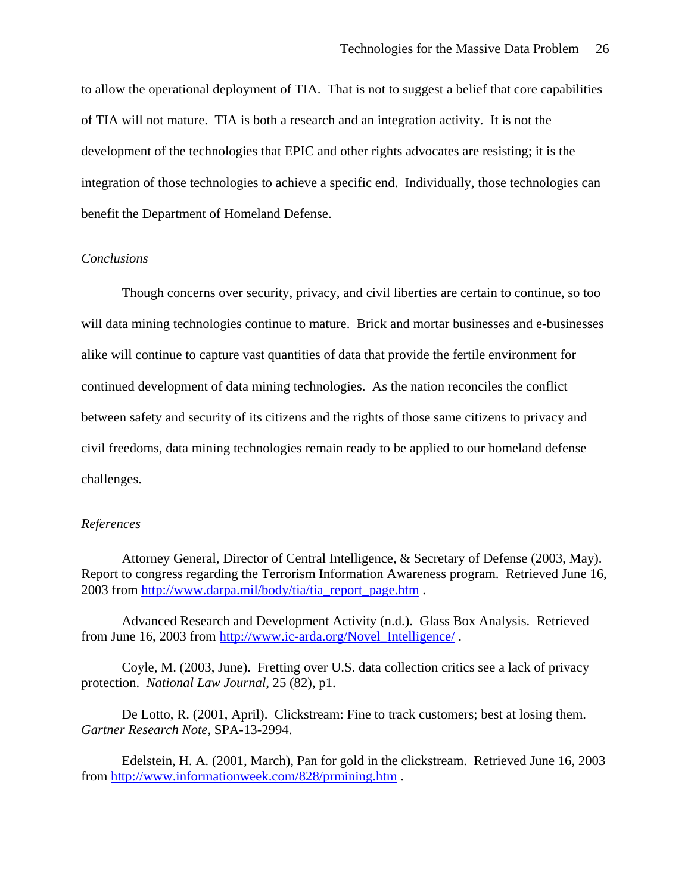to allow the operational deployment of TIA. That is not to suggest a belief that core capabilities of TIA will not mature. TIA is both a research and an integration activity. It is not the development of the technologies that EPIC and other rights advocates are resisting; it is the integration of those technologies to achieve a specific end. Individually, those technologies can benefit the Department of Homeland Defense.

### *Conclusions*

Though concerns over security, privacy, and civil liberties are certain to continue, so too will data mining technologies continue to mature. Brick and mortar businesses and e-businesses alike will continue to capture vast quantities of data that provide the fertile environment for continued development of data mining technologies. As the nation reconciles the conflict between safety and security of its citizens and the rights of those same citizens to privacy and civil freedoms, data mining technologies remain ready to be applied to our homeland defense challenges.

### *References*

Attorney General, Director of Central Intelligence, & Secretary of Defense (2003, May). Report to congress regarding the Terrorism Information Awareness program. Retrieved June 16, 2003 from http://www.darpa.mil/body/tia/tia_report_page.htm .

Advanced Research and Development Activity (n.d.). Glass Box Analysis. Retrieved from June 16, 2003 from http://www.ic-arda.org/Novel_Intelligence/ .

Coyle, M. (2003, June). Fretting over U.S. data collection critics see a lack of privacy protection. *National Law Journal*, 25 (82), p1.

De Lotto, R. (2001, April). Clickstream: Fine to track customers; best at losing them. *Gartner Research Note*, SPA-13-2994.

Edelstein, H. A. (2001, March), Pan for gold in the clickstream. Retrieved June 16, 2003 from http://www.informationweek.com/828/prmining.htm .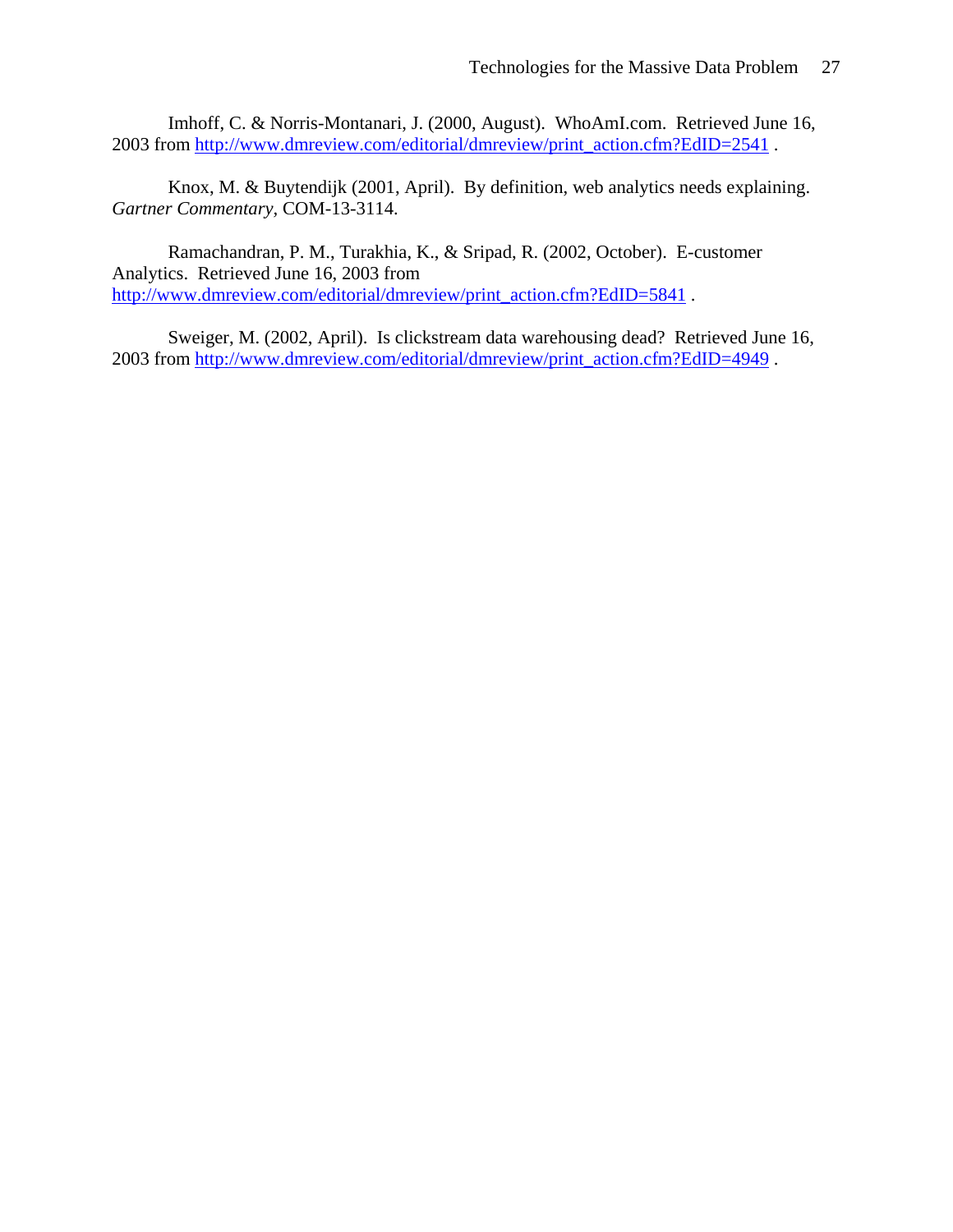Imhoff, C. & Norris-Montanari, J. (2000, August). WhoAmI.com. Retrieved June 16, 2003 from http://www.dmreview.com/editorial/dmreview/print_action.cfm?EdID=2541 .

Knox, M. & Buytendijk (2001, April). By definition, web analytics needs explaining. *Gartner Commentary*, COM-13-3114.

Ramachandran, P. M., Turakhia, K., & Sripad, R. (2002, October). E-customer Analytics. Retrieved June 16, 2003 from http://www.dmreview.com/editorial/dmreview/print_action.cfm?EdID=5841 .

Sweiger, M. (2002, April). Is clickstream data warehousing dead? Retrieved June 16, 2003 from http://www.dmreview.com/editorial/dmreview/print_action.cfm?EdID=4949 .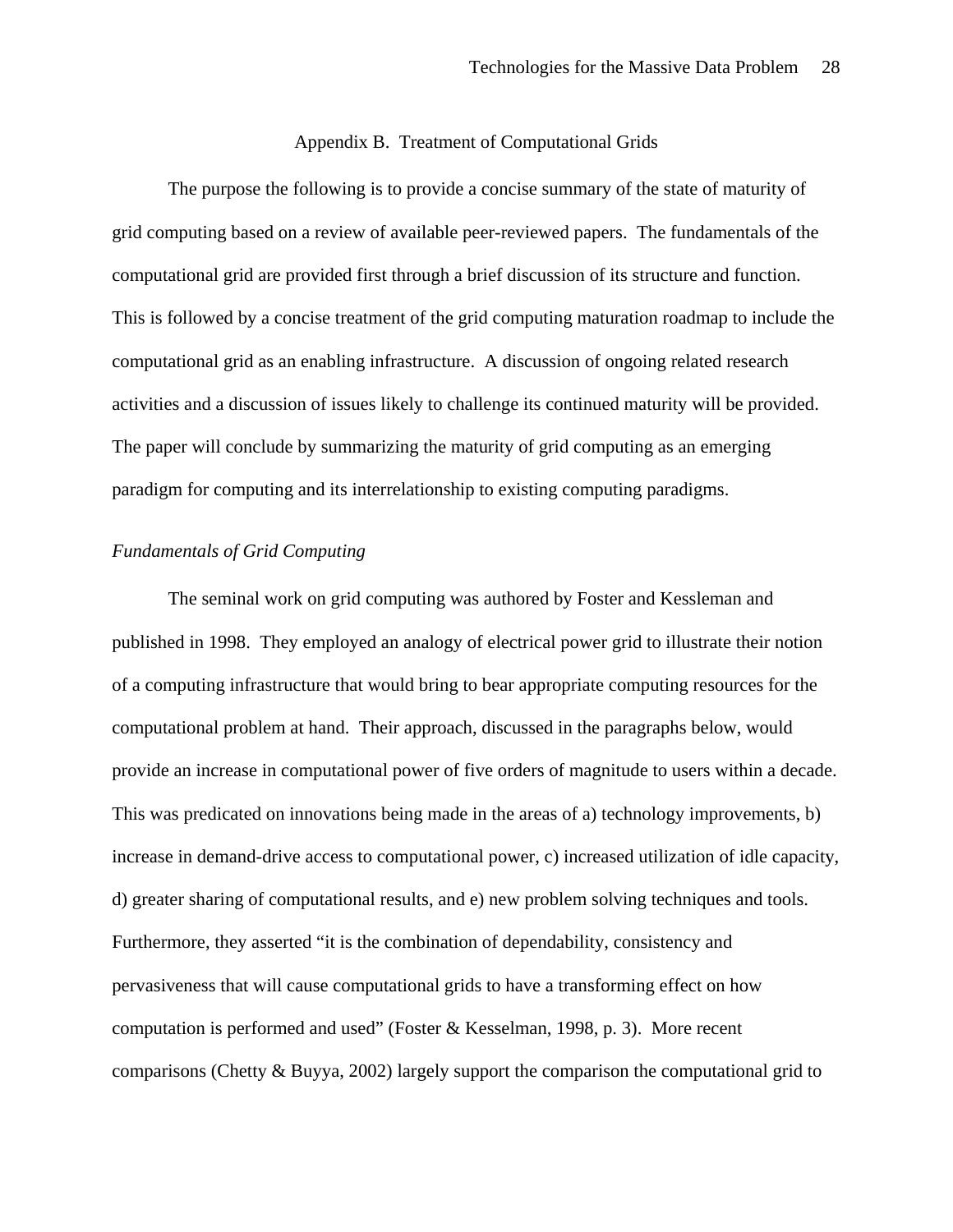## Appendix B. Treatment of Computational Grids

The purpose the following is to provide a concise summary of the state of maturity of grid computing based on a review of available peer-reviewed papers. The fundamentals of the computational grid are provided first through a brief discussion of its structure and function. This is followed by a concise treatment of the grid computing maturation roadmap to include the computational grid as an enabling infrastructure. A discussion of ongoing related research activities and a discussion of issues likely to challenge its continued maturity will be provided. The paper will conclude by summarizing the maturity of grid computing as an emerging paradigm for computing and its interrelationship to existing computing paradigms.

### *Fundamentals of Grid Computing*

The seminal work on grid computing was authored by Foster and Kessleman and published in 1998. They employed an analogy of electrical power grid to illustrate their notion of a computing infrastructure that would bring to bear appropriate computing resources for the computational problem at hand. Their approach, discussed in the paragraphs below, would provide an increase in computational power of five orders of magnitude to users within a decade. This was predicated on innovations being made in the areas of a) technology improvements, b) increase in demand-drive access to computational power, c) increased utilization of idle capacity, d) greater sharing of computational results, and e) new problem solving techniques and tools. Furthermore, they asserted "it is the combination of dependability, consistency and pervasiveness that will cause computational grids to have a transforming effect on how computation is performed and used" (Foster & Kesselman, 1998, p. 3). More recent comparisons (Chetty & Buyya, 2002) largely support the comparison the computational grid to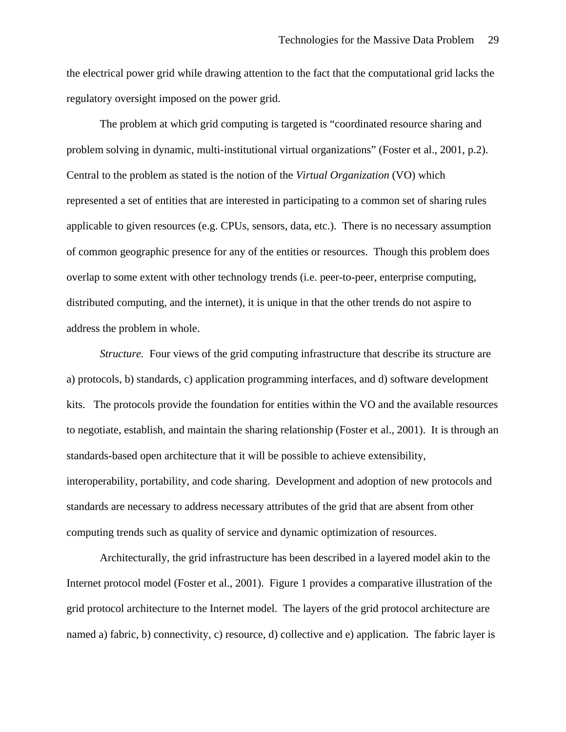the electrical power grid while drawing attention to the fact that the computational grid lacks the regulatory oversight imposed on the power grid.

The problem at which grid computing is targeted is “coordinated resource sharing and problem solving in dynamic, multi-institutional virtual organizations” (Foster et al., 2001, p.2). Central to the problem as stated is the notion of the *Virtual Organization* (VO) which represented a set of entities that are interested in participating to a common set of sharing rules applicable to given resources (e.g. CPUs, sensors, data, etc.). There is no necessary assumption of common geographic presence for any of the entities or resources. Though this problem does overlap to some extent with other technology trends (i.e. peer-to-peer, enterprise computing, distributed computing, and the internet), it is unique in that the other trends do not aspire to address the problem in whole.

*Structure.* Four views of the grid computing infrastructure that describe its structure are a) protocols, b) standards, c) application programming interfaces, and d) software development kits. The protocols provide the foundation for entities within the VO and the available resources to negotiate, establish, and maintain the sharing relationship (Foster et al., 2001). It is through an standards-based open architecture that it will be possible to achieve extensibility, interoperability, portability, and code sharing. Development and adoption of new protocols and standards are necessary to address necessary attributes of the grid that are absent from other computing trends such as quality of service and dynamic optimization of resources.

Architecturally, the grid infrastructure has been described in a layered model akin to the Internet protocol model (Foster et al., 2001). Figure 1 provides a comparative illustration of the grid protocol architecture to the Internet model. The layers of the grid protocol architecture are named a) fabric, b) connectivity, c) resource, d) collective and e) application. The fabric layer is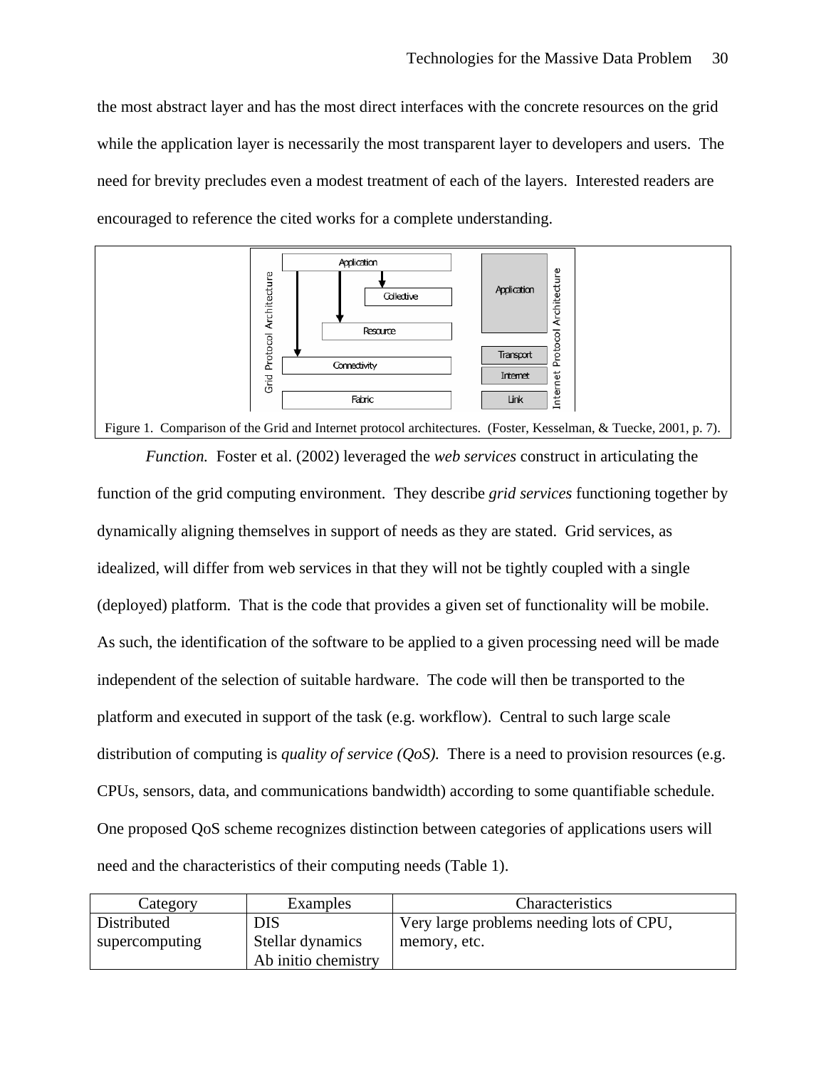the most abstract layer and has the most direct interfaces with the concrete resources on the grid while the application layer is necessarily the most transparent layer to developers and users. The need for brevity precludes even a modest treatment of each of the layers. Interested readers are encouraged to reference the cited works for a complete understanding.

Figure 1. Comparison of the Grid and Internet protocol architectures. (Foster, Kesselman, & Tuecke, 2001, p. 7).

*Function.* Foster et al. (2002) leveraged the *web services* construct in articulating the function of the grid computing environment. They describe *grid services* functioning together by dynamically aligning themselves in support of needs as they are stated. Grid services, as idealized, will differ from web services in that they will not be tightly coupled with a single (deployed) platform. That is the code that provides a given set of functionality will be mobile. As such, the identification of the software to be applied to a given processing need will be made independent of the selection of suitable hardware. The code will then be transported to the platform and executed in support of the task (e.g. workflow). Central to such large scale distribution of computing is *quality of service (QoS).* There is a need to provision resources (e.g. CPUs, sensors, data, and communications bandwidth) according to some quantifiable schedule. One proposed QoS scheme recognizes distinction between categories of applications users will need and the characteristics of their computing needs (Table 1).

| Category | Examples | Characteristics |
|---|---|---|
| Distributed supercomputing | DIS<br>Stellar dynamics<br>Ab initio chemistry | Very large problems needing lots of CPU, memory, etc. |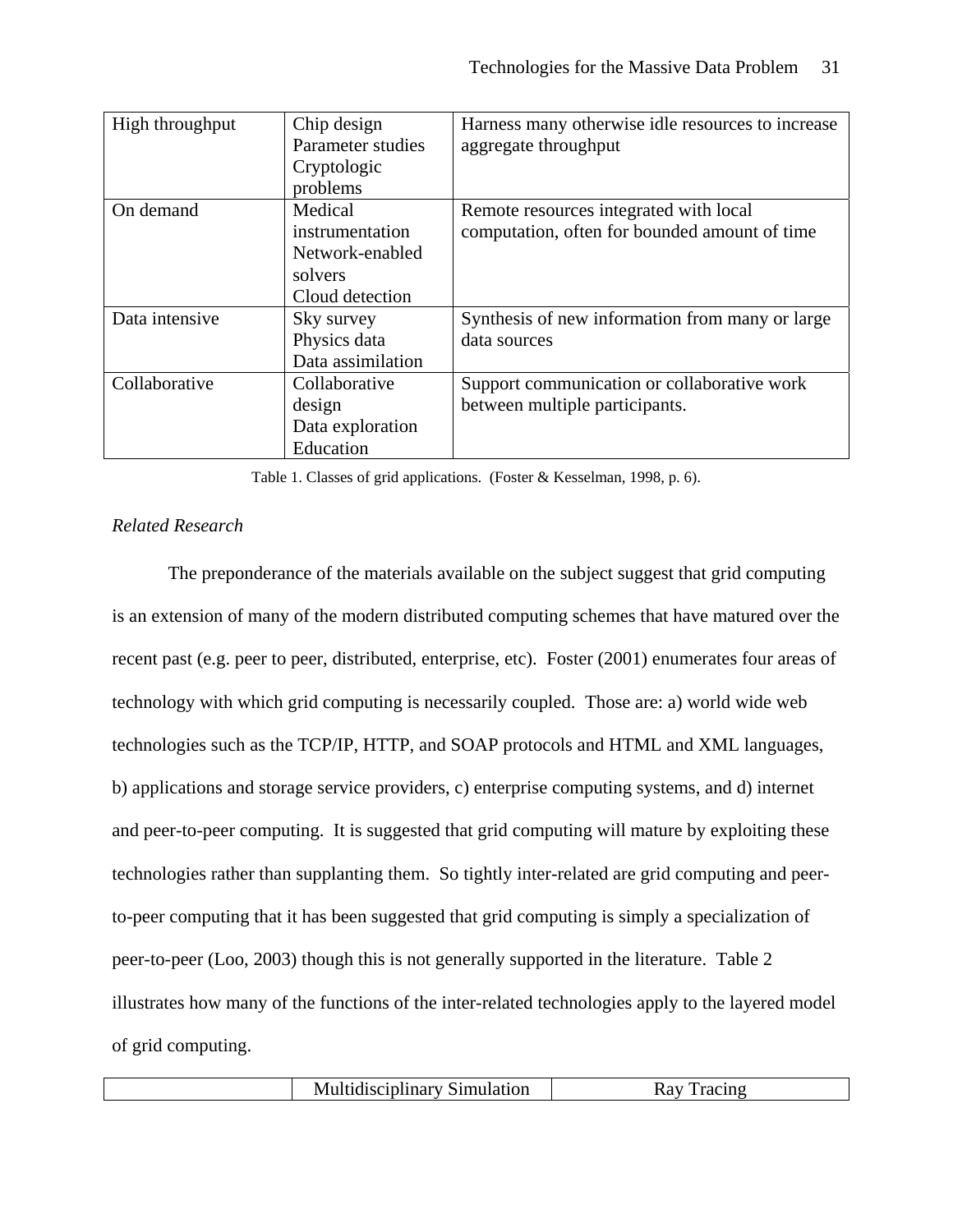| | | |
|---|---|---|
| High throughput | Chip design<br>Parameter studies<br>Cryptologic problems | Harness many otherwise idle resources to increase aggregate throughput |
| On demand | Medical instrumentation<br>Network-enabled solvers<br>Cloud detection | Remote resources integrated with local computation, often for bounded amount of time |
| Data intensive | Sky survey<br>Physics data<br>Data assimilation | Synthesis of new information from many or large data sources |
| Collaborative | Collaborative design<br>Data exploration<br>Education | Support communication or collaborative work between multiple participants. |

Table 1. Classes of grid applications. (Foster & Kesselman, 1998, p. 6).

*Related Research*

The preponderance of the materials available on the subject suggest that grid computing is an extension of many of the modern distributed computing schemes that have matured over the recent past (e.g. peer to peer, distributed, enterprise, etc). Foster (2001) enumerates four areas of technology with which grid computing is necessarily coupled. Those are: a) world wide web technologies such as the TCP/IP, HTTP, and SOAP protocols and HTML and XML languages, b) applications and storage service providers, c) enterprise computing systems, and d) internet and peer-to-peer computing. It is suggested that grid computing will mature by exploiting these technologies rather than supplanting them. So tightly inter-related are grid computing and peer-to-peer computing that it has been suggested that grid computing is simply a specialization of peer-to-peer (Loo, 2003) though this is not generally supported in the literature. Table 2 illustrates how many of the functions of the inter-related technologies apply to the layered model of grid computing.

| | Multidisciplinary Simulation | Ray Tracing |
|---|---|---|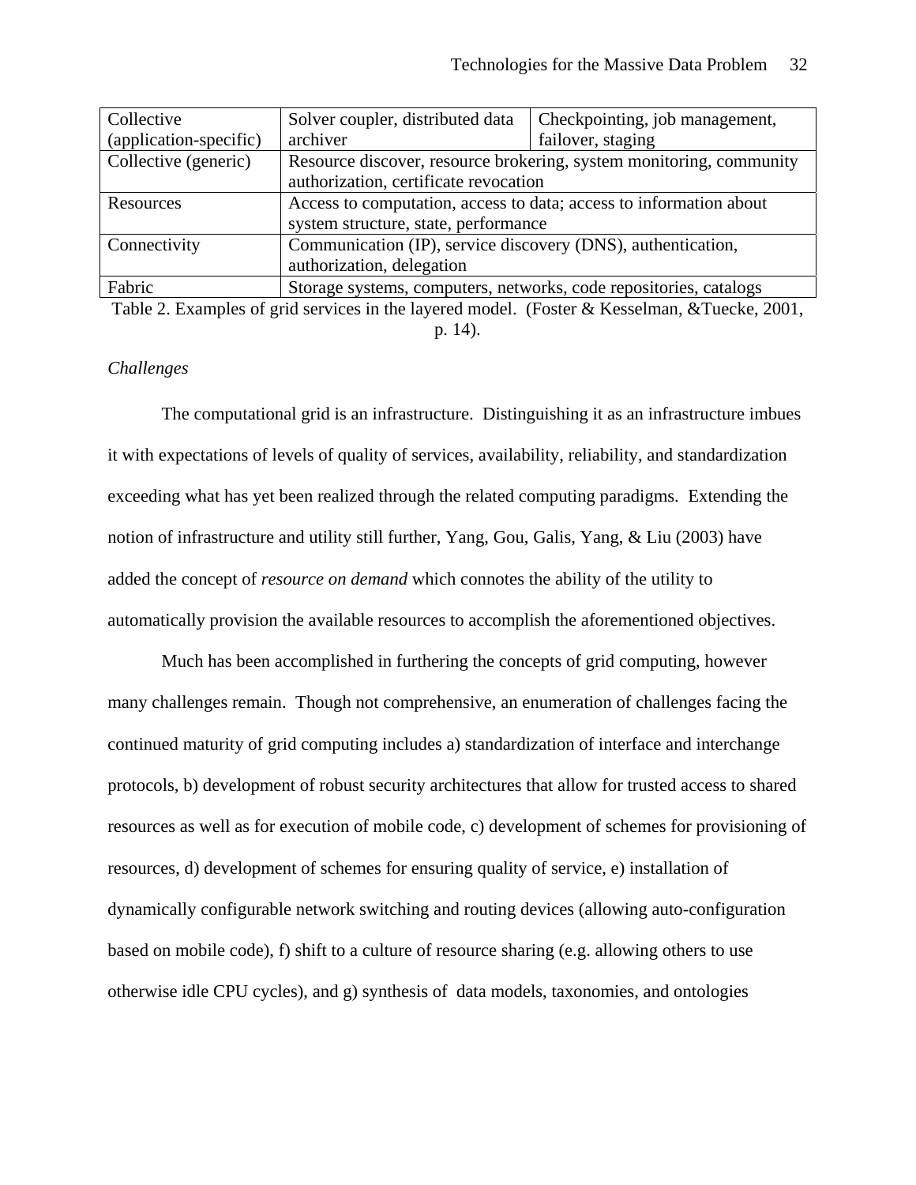| Collective (application-specific) | Solver coupler, distributed data archiver | Checkpointing, job management, failover, staging |
|---|---|---|
| Collective (generic) | Resource discover, resource brokering, system monitoring, community authorization, certificate revocation | |
| Resources | Access to computation, access to data; access to information about system structure, state, performance | |
| Connectivity | Communication (IP), service discovery (DNS), authentication, authorization, delegation | |
| Fabric | Storage systems, computers, networks, code repositories, catalogs | |

Table 2. Examples of grid services in the layered model. (Foster & Kesselman, &Tuecke, 2001, p. 14).

*Challenges*

The computational grid is an infrastructure. Distinguishing it as an infrastructure imbues it with expectations of levels of quality of services, availability, reliability, and standardization exceeding what has yet been realized through the related computing paradigms. Extending the notion of infrastructure and utility still further, Yang, Gou, Galis, Yang, & Liu (2003) have added the concept of *resource on demand* which connotes the ability of the utility to automatically provision the available resources to accomplish the aforementioned objectives.

Much has been accomplished in furthering the concepts of grid computing, however many challenges remain. Though not comprehensive, an enumeration of challenges facing the continued maturity of grid computing includes a) standardization of interface and interchange protocols, b) development of robust security architectures that allow for trusted access to shared resources as well as for execution of mobile code, c) development of schemes for provisioning of resources, d) development of schemes for ensuring quality of service, e) installation of dynamically configurable network switching and routing devices (allowing auto-configuration based on mobile code), f) shift to a culture of resource sharing (e.g. allowing others to use otherwise idle CPU cycles), and g) synthesis of data models, taxonomies, and ontologies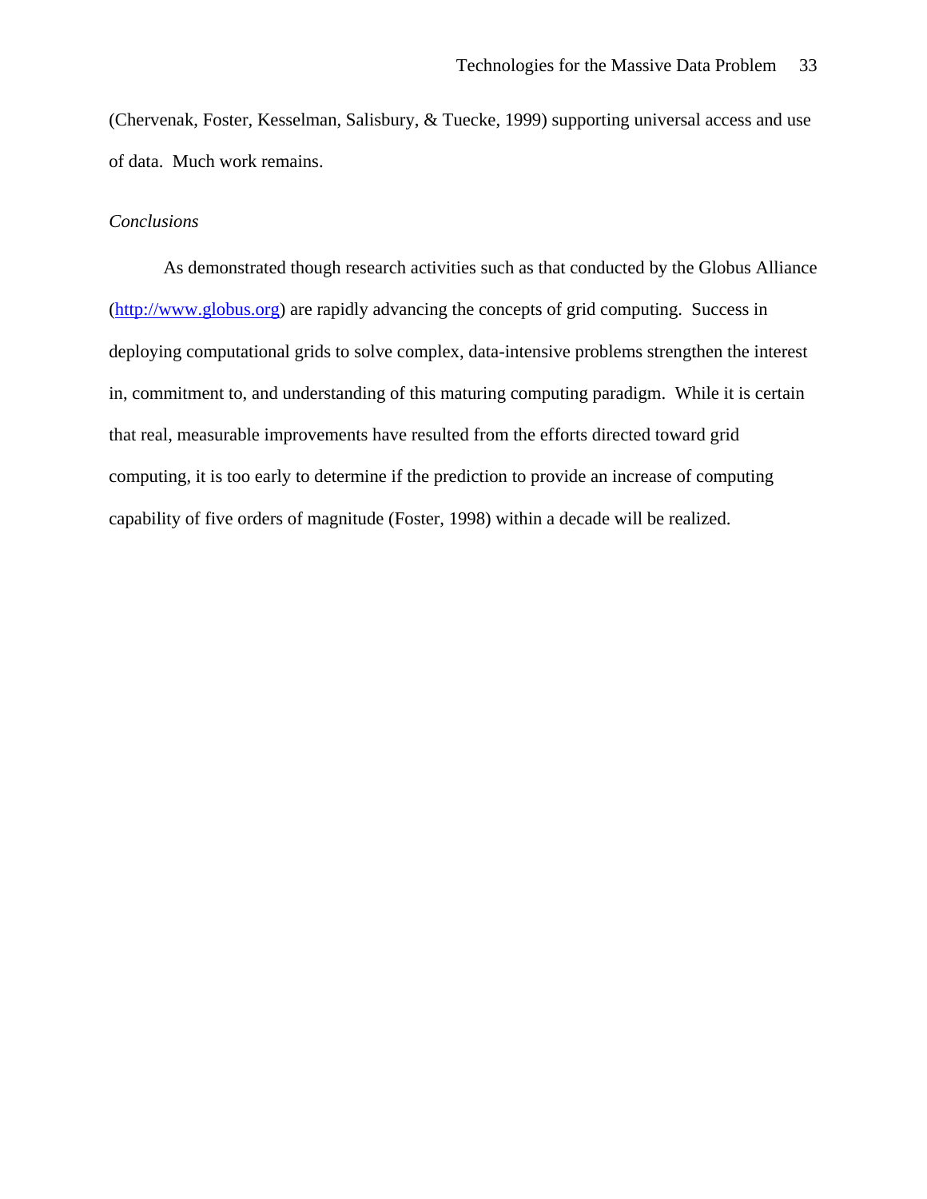(Chervenak, Foster, Kesselman, Salisbury, & Tuecke, 1999) supporting universal access and use of data. Much work remains.

*Conclusions*

As demonstrated though research activities such as that conducted by the Globus Alliance (http://www.globus.org) are rapidly advancing the concepts of grid computing. Success in deploying computational grids to solve complex, data-intensive problems strengthen the interest in, commitment to, and understanding of this maturing computing paradigm. While it is certain that real, measurable improvements have resulted from the efforts directed toward grid computing, it is too early to determine if the prediction to provide an increase of computing capability of five orders of magnitude (Foster, 1998) within a decade will be realized.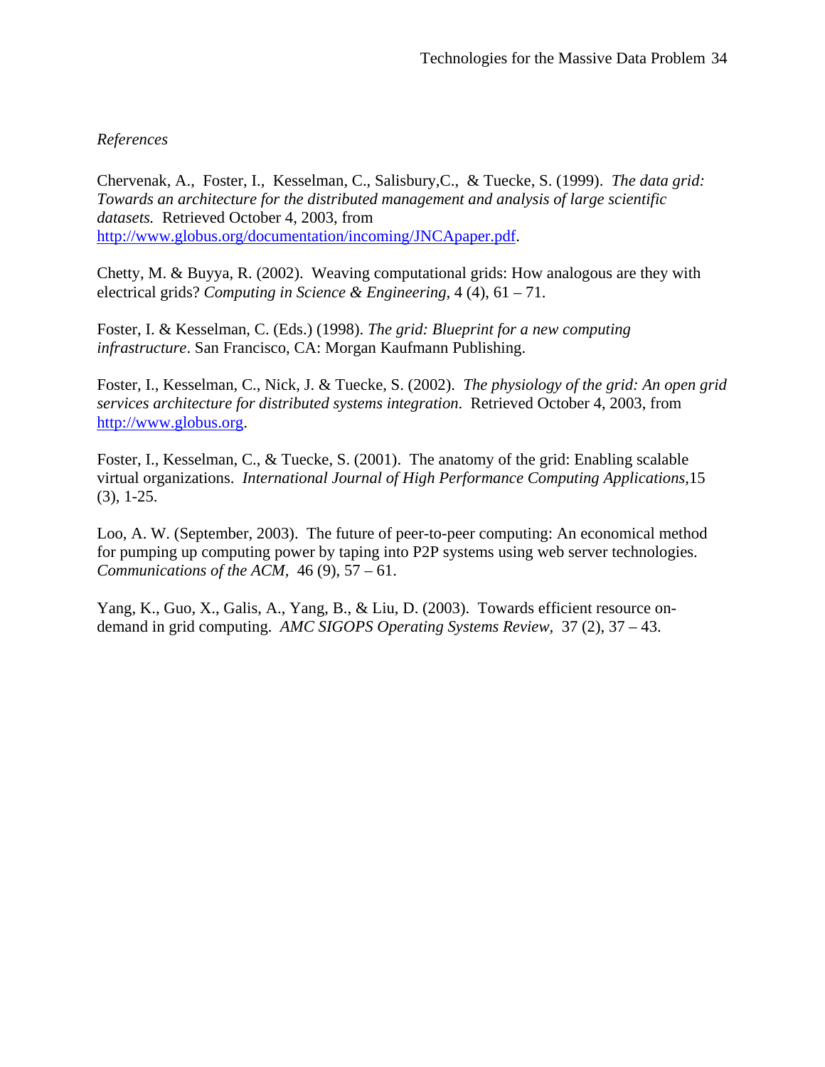*References*

Chervenak, A.,  Foster, I.,  Kesselman, C., Salisbury,C.,  & Tuecke, S. (1999).  *The data grid: Towards an architecture for the distributed management and analysis of large scientific datasets.*  Retrieved October 4, 2003, from http://www.globus.org/documentation/incoming/JNCApaper.pdf.

Chetty, M. & Buyya, R. (2002).  Weaving computational grids: How analogous are they with electrical grids? *Computing in Science & Engineering,* 4 (4), 61 – 71.

Foster, I. & Kesselman, C. (Eds.) (1998). *The grid: Blueprint for a new computing infrastructure*. San Francisco, CA: Morgan Kaufmann Publishing.

Foster, I., Kesselman, C., Nick, J. & Tuecke, S. (2002).  *The physiology of the grid: An open grid services architecture for distributed systems integration.*  Retrieved October 4, 2003, from http://www.globus.org.

Foster, I., Kesselman, C., & Tuecke, S. (2001).  The anatomy of the grid: Enabling scalable virtual organizations.  *International Journal of High Performance Computing Applications,*15 (3), 1-25.

Loo, A. W. (September, 2003).  The future of peer-to-peer computing: An economical method for pumping up computing power by taping into P2P systems using web server technologies. *Communications of the ACM,*  46 (9), 57 – 61.

Yang, K., Guo, X., Galis, A., Yang, B., & Liu, D. (2003).  Towards efficient resource on-demand in grid computing.  *AMC SIGOPS Operating Systems Review,*  37 (2), 37 – 43.